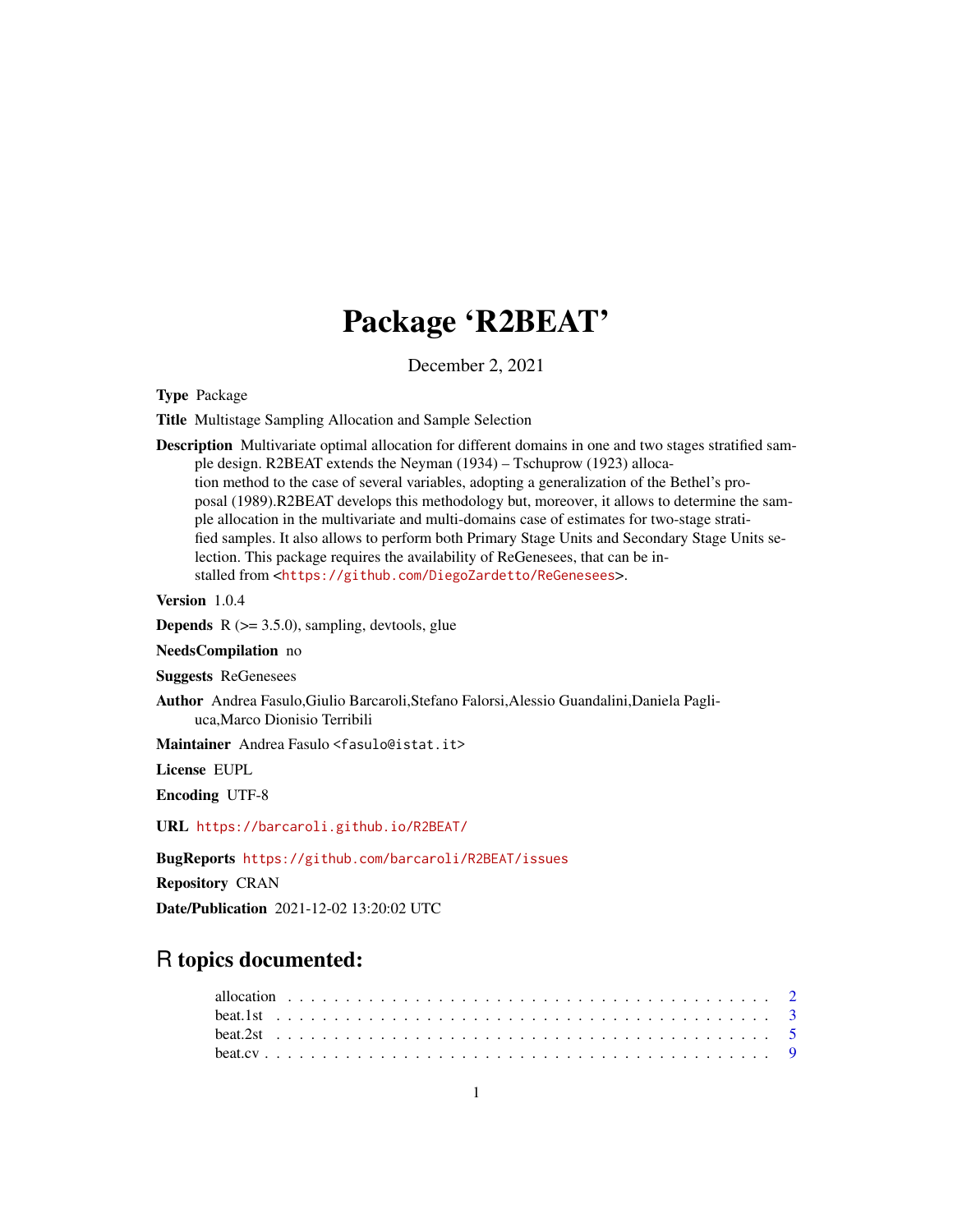# Package 'R2BEAT'

December 2, 2021

**Type** Package

**Title** Multistage Sampling Allocation and Sample Selection

**Description** Multivariate optimal allocation for different domains in one and two stages stratified sample design. R2BEAT extends the Neyman (1934) – Tschuprow (1923) allocation method to the case of several variables, adopting a generalization of the Bethel's proposal (1989).R2BEAT develops this methodology but, moreover, it allows to determine the sample allocation in the multivariate and multi-domains case of estimates for two-stage stratified samples. It also allows to perform both Primary Stage Units and Secondary Stage Units selection. This package requires the availability of ReGenesees, that can be installed from <https://github.com/DiegoZardetto/ReGenesees>.

**Version** 1.0.4

**Depends** R (>= 3.5.0), sampling, devtools, glue

**NeedsCompilation** no

**Suggests** ReGenesees

**Author** Andrea Fasulo,Giulio Barcaroli,Stefano Falorsi,Alessio Guandalini,Daniela Pagliuca,Marco Dionisio Terribili

**Maintainer** Andrea Fasulo <fasulo@istat.it>

**License** EUPL

**Encoding** UTF-8

**URL** https://barcaroli.github.io/R2BEAT/

**BugReports** https://github.com/barcaroli/R2BEAT/issues

**Repository** CRAN

**Date/Publication** 2021-12-02 13:20:02 UTC

## R topics documented:

allocation . . . . . . . . . . . . . . . . . . . . . . . . . . . . . . . . . . . . . . . . . . . 2
beat.1st . . . . . . . . . . . . . . . . . . . . . . . . . . . . . . . . . . . . . . . . . . . . 3
beat.2st . . . . . . . . . . . . . . . . . . . . . . . . . . . . . . . . . . . . . . . . . . . . 5
beat.cv . . . . . . . . . . . . . . . . . . . . . . . . . . . . . . . . . . . . . . . . . . . . 9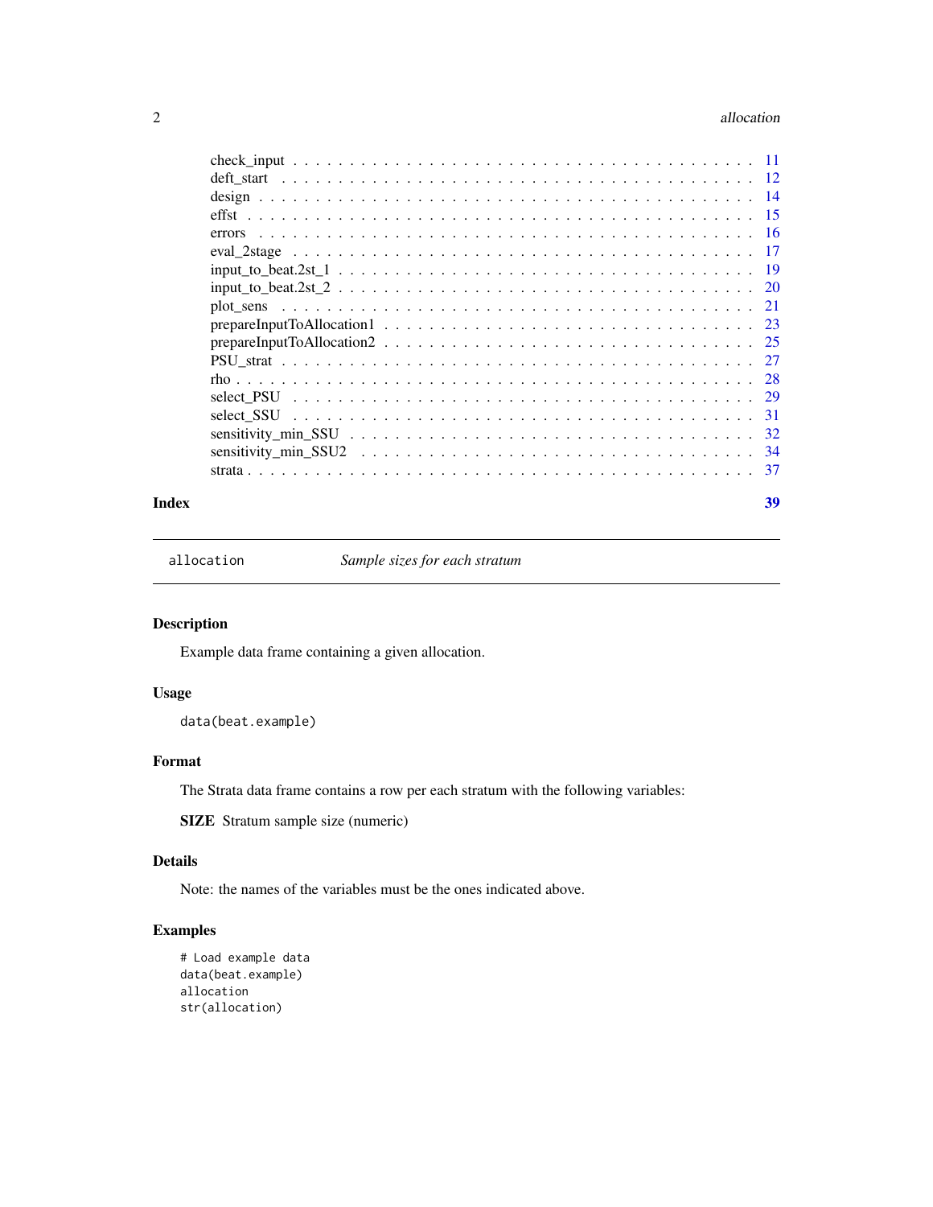check_input . . . . . . . . . . . . . . . . . . . . . . . . . . . . . . . . . . . . . . 11
deft_start . . . . . . . . . . . . . . . . . . . . . . . . . . . . . . . . . . . . . . . 12
design . . . . . . . . . . . . . . . . . . . . . . . . . . . . . . . . . . . . . . . . . 14
effst . . . . . . . . . . . . . . . . . . . . . . . . . . . . . . . . . . . . . . . . . . 15
errors . . . . . . . . . . . . . . . . . . . . . . . . . . . . . . . . . . . . . . . . . 16
eval_2stage . . . . . . . . . . . . . . . . . . . . . . . . . . . . . . . . . . . . . . 17
input_to_beat.2st_1 . . . . . . . . . . . . . . . . . . . . . . . . . . . . . . . . . . 19
input_to_beat.2st_2 . . . . . . . . . . . . . . . . . . . . . . . . . . . . . . . . . . 20
plot_sens . . . . . . . . . . . . . . . . . . . . . . . . . . . . . . . . . . . . . . . 21
prepareInputToAllocation1 . . . . . . . . . . . . . . . . . . . . . . . . . . . . . . . 23
prepareInputToAllocation2 . . . . . . . . . . . . . . . . . . . . . . . . . . . . . . . 25
PSU_strat . . . . . . . . . . . . . . . . . . . . . . . . . . . . . . . . . . . . . . . 27
rho . . . . . . . . . . . . . . . . . . . . . . . . . . . . . . . . . . . . . . . . . . . 28
select_PSU . . . . . . . . . . . . . . . . . . . . . . . . . . . . . . . . . . . . . . 29
select_SSU . . . . . . . . . . . . . . . . . . . . . . . . . . . . . . . . . . . . . . 31
sensitivity_min_SSU . . . . . . . . . . . . . . . . . . . . . . . . . . . . . . . . . . 32
sensitivity_min_SSU2 . . . . . . . . . . . . . . . . . . . . . . . . . . . . . . . . . 34
strata . . . . . . . . . . . . . . . . . . . . . . . . . . . . . . . . . . . . . . . . . 37

**Index** 39

---

## allocation — *Sample sizes for each stratum*

### Description

Example data frame containing a given allocation.

### Usage

```
data(beat.example)
```

### Format

The Strata data frame contains a row per each stratum with the following variables:

**SIZE** Stratum sample size (numeric)

### Details

Note: the names of the variables must be the ones indicated above.

### Examples

```
# Load example data
data(beat.example)
allocation
str(allocation)
```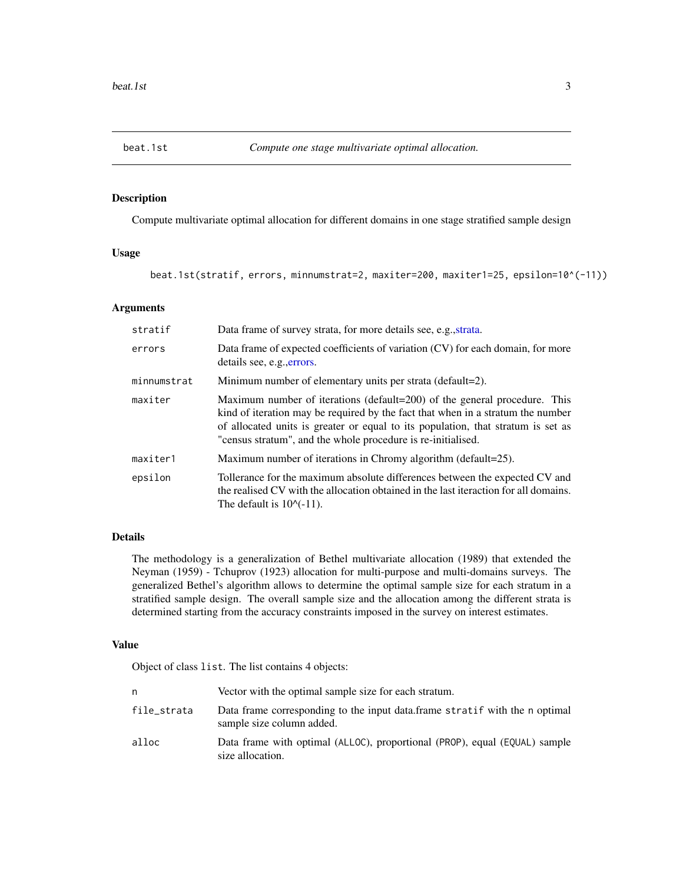# beat.1st — *Compute one stage multivariate optimal allocation.*

## Description

Compute multivariate optimal allocation for different domains in one stage stratified sample design

## Usage

```
beat.1st(stratif, errors, minnumstrat=2, maxiter=200, maxiter1=25, epsilon=10^(-11))
```

## Arguments

| | |
|---|---|
| `stratif` | Data frame of survey strata, for more details see, e.g.,strata. |
| `errors` | Data frame of expected coefficients of variation (CV) for each domain, for more details see, e.g.,errors. |
| `minnumstrat` | Minimum number of elementary units per strata (default=2). |
| `maxiter` | Maximum number of iterations (default=200) of the general procedure. This kind of iteration may be required by the fact that when in a stratum the number of allocated units is greater or equal to its population, that stratum is set as "census stratum", and the whole procedure is re-initialised. |
| `maxiter1` | Maximum number of iterations in Chromy algorithm (default=25). |
| `epsilon` | Tollerance for the maximum absolute differences between the expected CV and the realised CV with the allocation obtained in the last iteraction for all domains. The default is 10^(-11). |

## Details

The methodology is a generalization of Bethel multivariate allocation (1989) that extended the Neyman (1959) - Tchuprov (1923) allocation for multi-purpose and multi-domains surveys. The generalized Bethel's algorithm allows to determine the optimal sample size for each stratum in a stratified sample design. The overall sample size and the allocation among the different strata is determined starting from the accuracy constraints imposed in the survey on interest estimates.

## Value

Object of class `list`. The list contains 4 objects:

| | |
|---|---|
| `n` | Vector with the optimal sample size for each stratum. |
| `file_strata` | Data frame corresponding to the input data.frame `stratif` with the `n` optimal sample size column added. |
| `alloc` | Data frame with optimal (`ALLOC`), proportional (`PROP`), equal (`EQUAL`) sample size allocation. |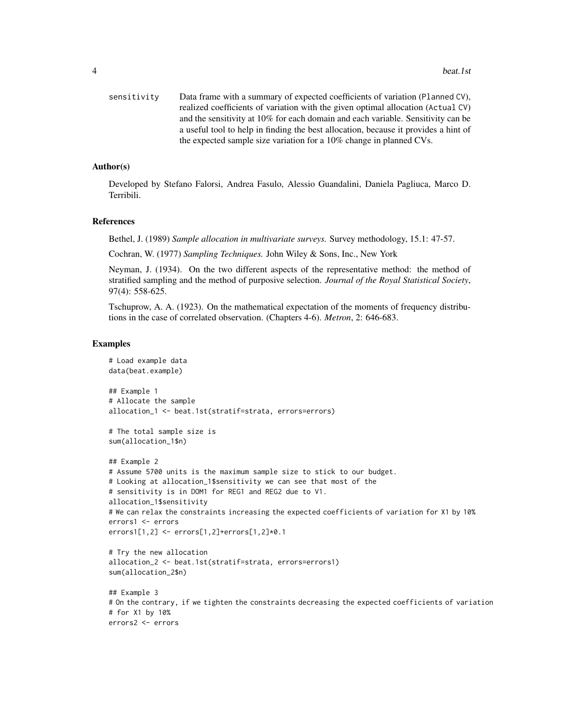sensitivity    Data frame with a summary of expected coefficients of variation (`Planned CV`), realized coefficients of variation with the given optimal allocation (`Actual CV`) and the sensitivity at 10% for each domain and each variable. Sensitivity can be a useful tool to help in finding the best allocation, because it provides a hint of the expected sample size variation for a 10% change in planned CVs.

### Author(s)

Developed by Stefano Falorsi, Andrea Fasulo, Alessio Guandalini, Daniela Pagliuca, Marco D. Terribili.

### References

Bethel, J. (1989) *Sample allocation in multivariate surveys.* Survey methodology, 15.1: 47-57.

Cochran, W. (1977) *Sampling Techniques.* John Wiley & Sons, Inc., New York

Neyman, J. (1934). On the two different aspects of the representative method: the method of stratified sampling and the method of purposive selection. *Journal of the Royal Statistical Society*, 97(4): 558-625.

Tschuprow, A. A. (1923). On the mathematical expectation of the moments of frequency distributions in the case of correlated observation. (Chapters 4-6). *Metron*, 2: 646-683.

### Examples

```
# Load example data
data(beat.example)

## Example 1
# Allocate the sample
allocation_1 <- beat.1st(stratif=strata, errors=errors)

# The total sample size is
sum(allocation_1$n)

## Example 2
# Assume 5700 units is the maximum sample size to stick to our budget.
# Looking at allocation_1$sensitivity we can see that most of the
# sensitivity is in DOM1 for REG1 and REG2 due to V1.
allocation_1$sensitivity
# We can relax the constraints increasing the expected coefficients of variation for X1 by 10%
errors1 <- errors
errors1[1,2] <- errors[1,2]+errors[1,2]*0.1

# Try the new allocation
allocation_2 <- beat.1st(stratif=strata, errors=errors1)
sum(allocation_2$n)

## Example 3
# On the contrary, if we tighten the constraints decreasing the expected coefficients of variation
# for X1 by 10%
errors2 <- errors
```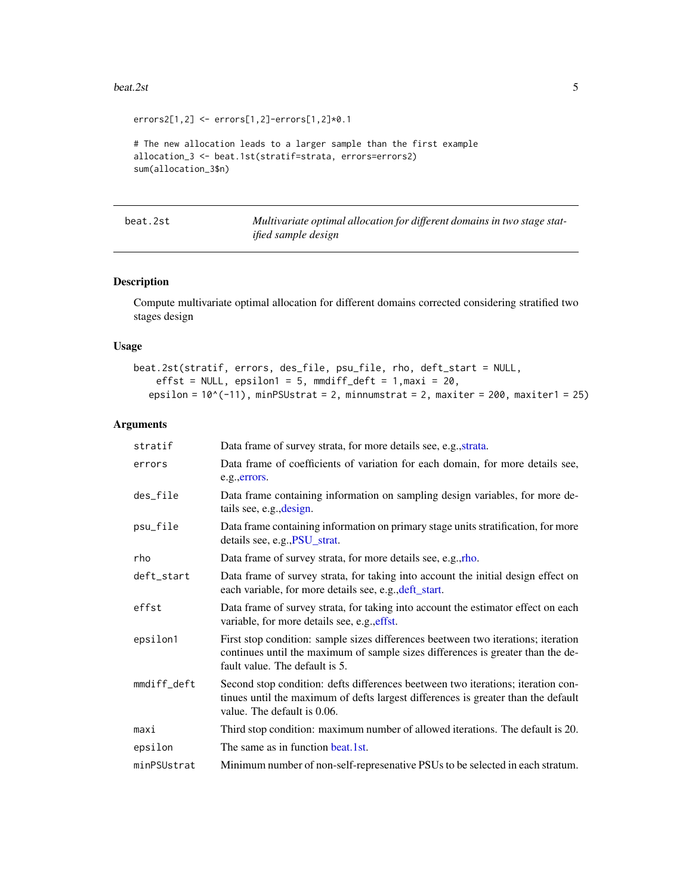```
errors2[1,2] <- errors[1,2]-errors[1,2]*0.1

# The new allocation leads to a larger sample than the first example
allocation_3 <- beat.1st(stratif=strata, errors=errors2)
sum(allocation_3$n)
```

---

## beat.2st — *Multivariate optimal allocation for different domains in two stage stratified sample design*

---

### Description

Compute multivariate optimal allocation for different domains corrected considering stratified two stages design

### Usage

```
beat.2st(stratif, errors, des_file, psu_file, rho, deft_start = NULL,
    effst = NULL, epsilon1 = 5, mmdiff_deft = 1,maxi = 20,
  epsilon = 10^(-11), minPSUstrat = 2, minnumstrat = 2, maxiter = 200, maxiter1 = 25)
```

### Arguments

| | |
|---|---|
| `stratif` | Data frame of survey strata, for more details see, e.g.,strata. |
| `errors` | Data frame of coefficients of variation for each domain, for more details see, e.g.,errors. |
| `des_file` | Data frame containing information on sampling design variables, for more details see, e.g.,design. |
| `psu_file` | Data frame containing information on primary stage units stratification, for more details see, e.g.,PSU_strat. |
| `rho` | Data frame of survey strata, for more details see, e.g.,rho. |
| `deft_start` | Data frame of survey strata, for taking into account the initial design effect on each variable, for more details see, e.g.,deft_start. |
| `effst` | Data frame of survey strata, for taking into account the estimator effect on each variable, for more details see, e.g.,effst. |
| `epsilon1` | First stop condition: sample sizes differences beetween two iterations; iteration continues until the maximum of sample sizes differences is greater than the default value. The default is 5. |
| `mmdiff_deft` | Second stop condition: defts differences beetween two iterations; iteration continues until the maximum of defts largest differences is greater than the default value. The default is 0.06. |
| `maxi` | Third stop condition: maximum number of allowed iterations. The default is 20. |
| `epsilon` | The same as in function beat.1st. |
| `minPSUstrat` | Minimum number of non-self-represenative PSUs to be selected in each stratum. |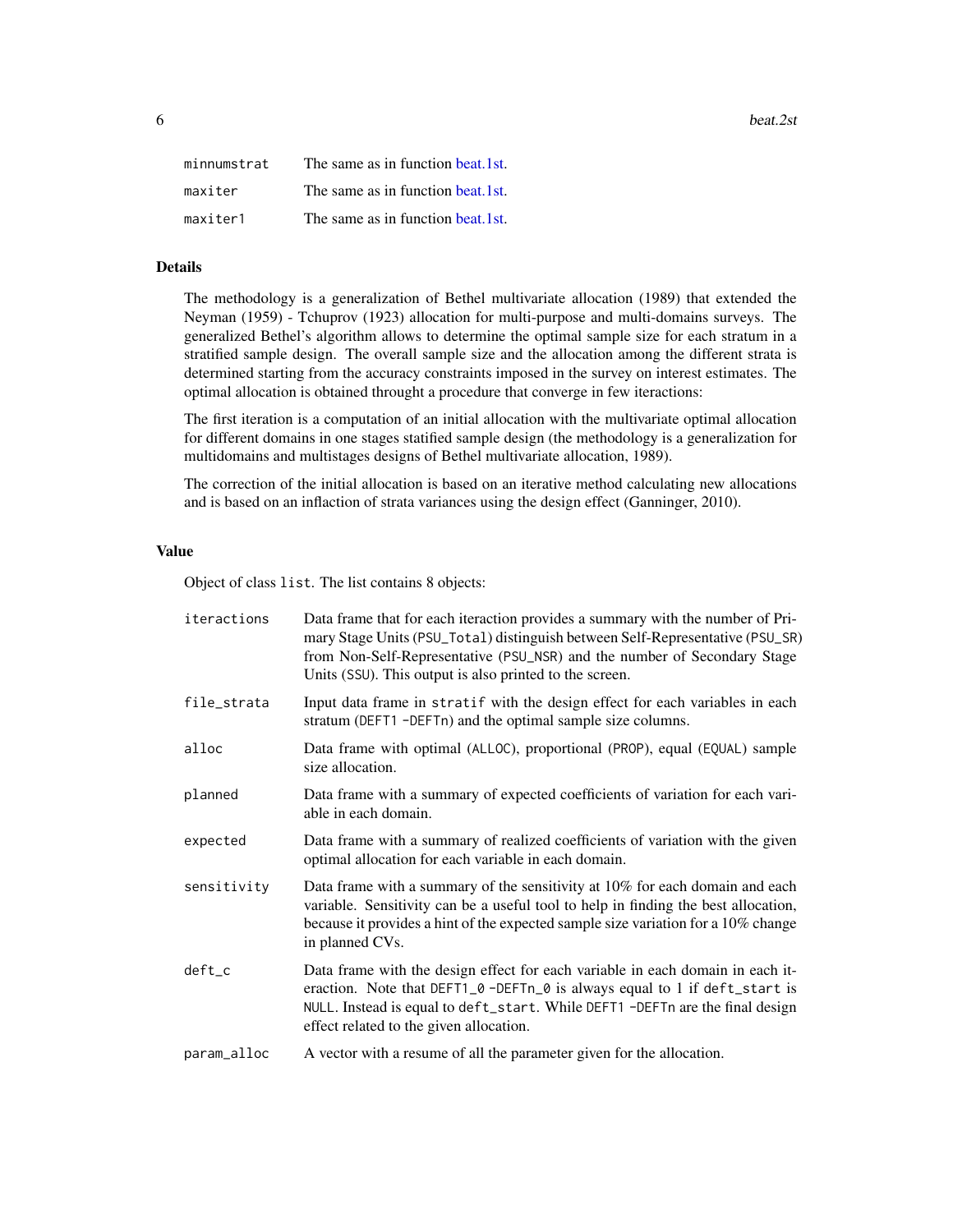| | |
|---|---|
| minnumstrat | The same as in function beat.1st. |
| maxiter | The same as in function beat.1st. |
| maxiter1 | The same as in function beat.1st. |

## Details

The methodology is a generalization of Bethel multivariate allocation (1989) that extended the Neyman (1959) - Tchuprov (1923) allocation for multi-purpose and multi-domains surveys. The generalized Bethel's algorithm allows to determine the optimal sample size for each stratum in a stratified sample design. The overall sample size and the allocation among the different strata is determined starting from the accuracy constraints imposed in the survey on interest estimates. The optimal allocation is obtained throught a procedure that converge in few iteractions:

The first iteration is a computation of an initial allocation with the multivariate optimal allocation for different domains in one stages statified sample design (the methodology is a generalization for multidomains and multistages designs of Bethel multivariate allocation, 1989).

The correction of the initial allocation is based on an iterative method calculating new allocations and is based on an inflaction of strata variances using the design effect (Ganninger, 2010).

## Value

Object of class `list`. The list contains 8 objects:

| | |
|---|---|
| iteractions | Data frame that for each iteraction provides a summary with the number of Primary Stage Units (`PSU_Total`) distinguish between Self-Representative (`PSU_SR`) from Non-Self-Representative (`PSU_NSR`) and the number of Secondary Stage Units (`SSU`). This output is also printed to the screen. |
| file_strata | Input data frame in `stratif` with the design effect for each variables in each stratum (`DEFT1 -DEFTn`) and the optimal sample size columns. |
| alloc | Data frame with optimal (`ALLOC`), proportional (`PROP`), equal (`EQUAL`) sample size allocation. |
| planned | Data frame with a summary of expected coefficients of variation for each variable in each domain. |
| expected | Data frame with a summary of realized coefficients of variation with the given optimal allocation for each variable in each domain. |
| sensitivity | Data frame with a summary of the sensitivity at 10% for each domain and each variable. Sensitivity can be a useful tool to help in finding the best allocation, because it provides a hint of the expected sample size variation for a 10% change in planned CVs. |
| deft_c | Data frame with the design effect for each variable in each domain in each iteraction. Note that `DEFT1_0 -DEFTn_0` is always equal to 1 if `deft_start` is `NULL`. Instead is equal to `deft_start`. While `DEFT1 -DEFTn` are the final design effect related to the given allocation. |
| param_alloc | A vector with a resume of all the parameter given for the allocation. |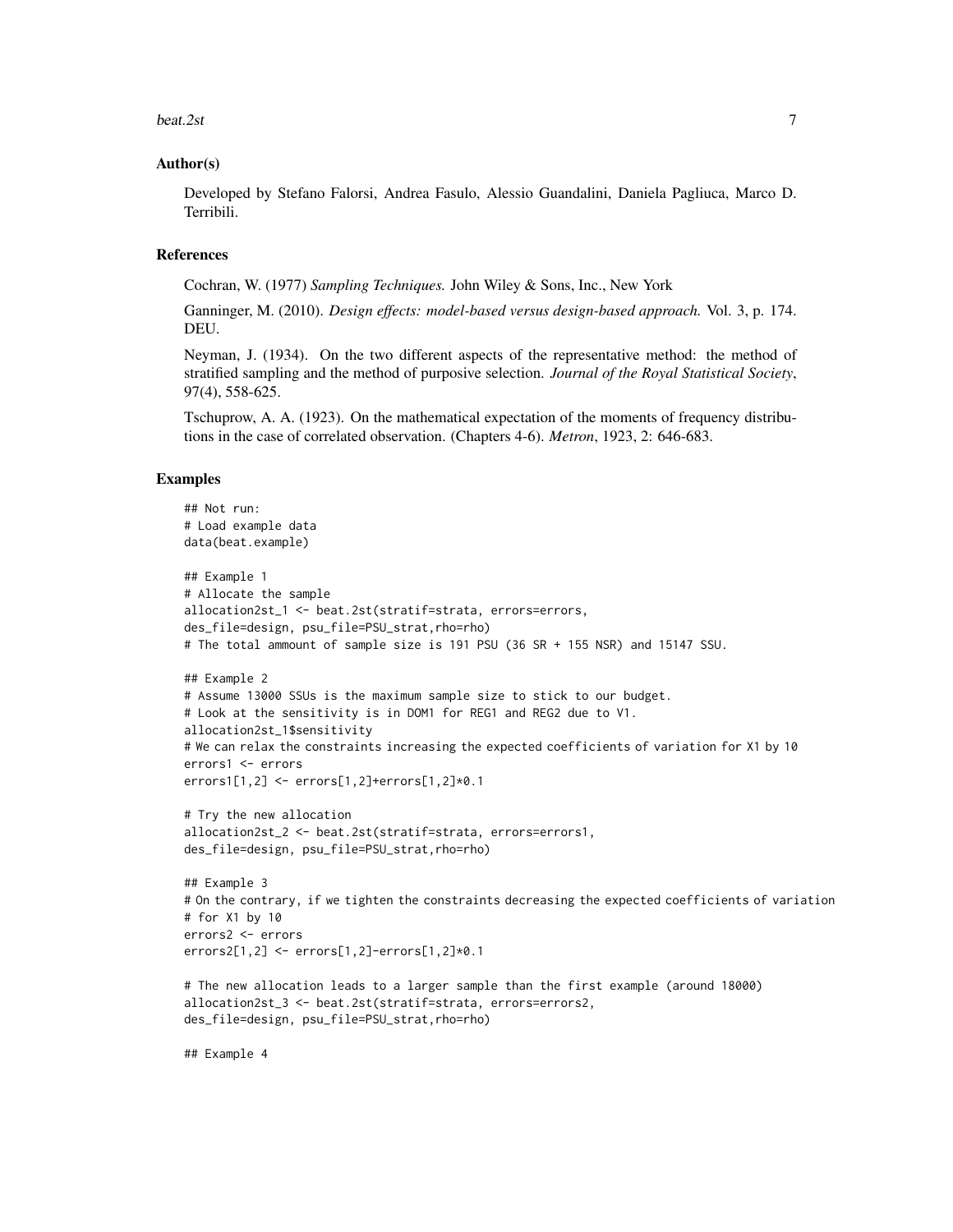### Author(s)

Developed by Stefano Falorsi, Andrea Fasulo, Alessio Guandalini, Daniela Pagliuca, Marco D. Terribili.

### References

Cochran, W. (1977) *Sampling Techniques.* John Wiley & Sons, Inc., New York

Ganninger, M. (2010). *Design effects: model-based versus design-based approach.* Vol. 3, p. 174. DEU.

Neyman, J. (1934). On the two different aspects of the representative method: the method of stratified sampling and the method of purposive selection. *Journal of the Royal Statistical Society*, 97(4), 558-625.

Tschuprow, A. A. (1923). On the mathematical expectation of the moments of frequency distributions in the case of correlated observation. (Chapters 4-6). *Metron*, 1923, 2: 646-683.

### Examples

```
## Not run:
# Load example data
data(beat.example)

## Example 1
# Allocate the sample
allocation2st_1 <- beat.2st(stratif=strata, errors=errors,
des_file=design, psu_file=PSU_strat,rho=rho)
# The total ammount of sample size is 191 PSU (36 SR + 155 NSR) and 15147 SSU.

## Example 2
# Assume 13000 SSUs is the maximum sample size to stick to our budget.
# Look at the sensitivity is in DOM1 for REG1 and REG2 due to V1.
allocation2st_1$sensitivity
# We can relax the constraints increasing the expected coefficients of variation for X1 by 10
errors1 <- errors
errors1[1,2] <- errors[1,2]+errors[1,2]*0.1

# Try the new allocation
allocation2st_2 <- beat.2st(stratif=strata, errors=errors1,
des_file=design, psu_file=PSU_strat,rho=rho)

## Example 3
# On the contrary, if we tighten the constraints decreasing the expected coefficients of variation
# for X1 by 10
errors2 <- errors
errors2[1,2] <- errors[1,2]-errors[1,2]*0.1

# The new allocation leads to a larger sample than the first example (around 18000)
allocation2st_3 <- beat.2st(stratif=strata, errors=errors2,
des_file=design, psu_file=PSU_strat,rho=rho)

## Example 4
```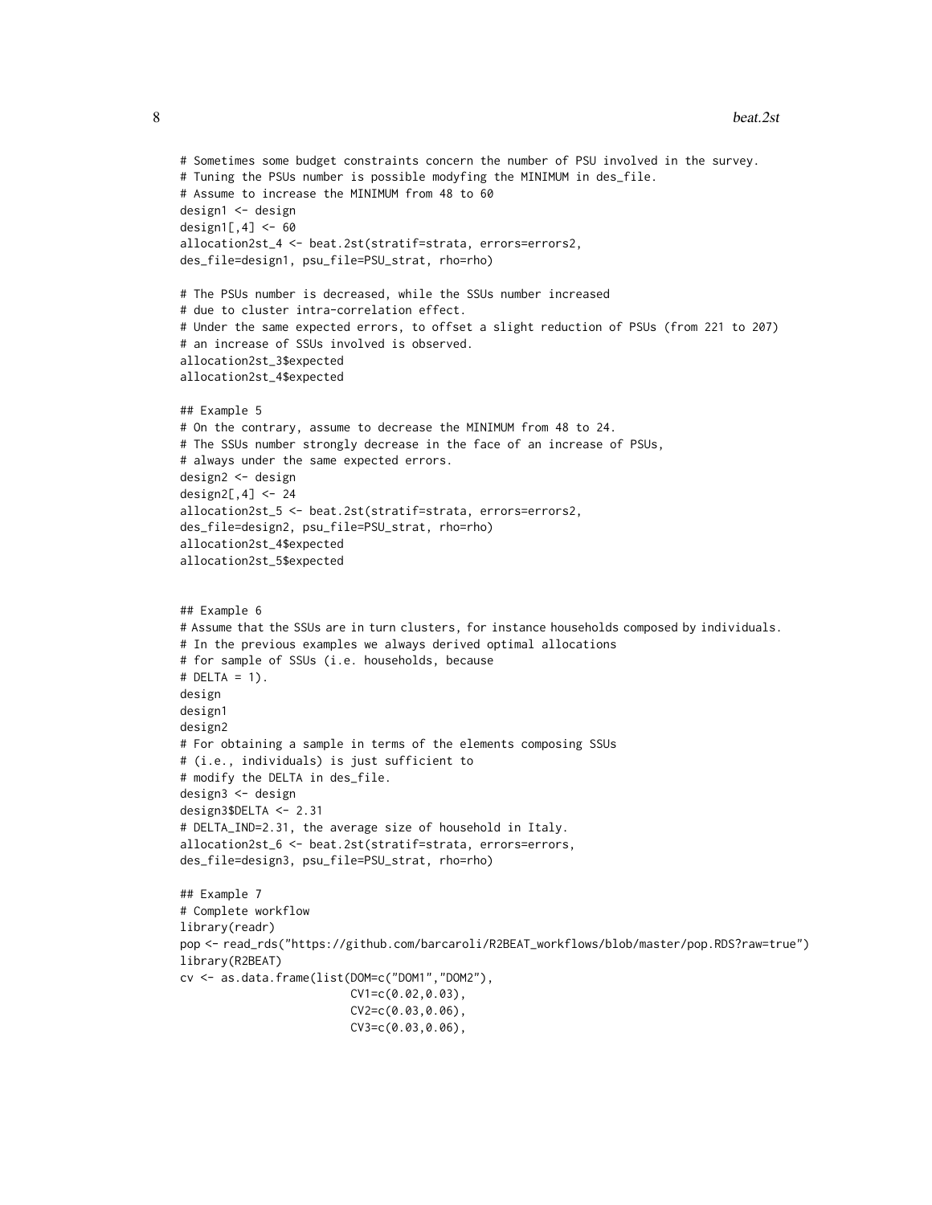```
# Sometimes some budget constraints concern the number of PSU involved in the survey.
# Tuning the PSUs number is possible modyfing the MINIMUM in des_file.
# Assume to increase the MINIMUM from 48 to 60
design1 <- design
design1[,4] <- 60
allocation2st_4 <- beat.2st(stratif=strata, errors=errors2,
des_file=design1, psu_file=PSU_strat, rho=rho)

# The PSUs number is decreased, while the SSUs number increased
# due to cluster intra-correlation effect.
# Under the same expected errors, to offset a slight reduction of PSUs (from 221 to 207)
# an increase of SSUs involved is observed.
allocation2st_3$expected
allocation2st_4$expected

## Example 5
# On the contrary, assume to decrease the MINIMUM from 48 to 24.
# The SSUs number strongly decrease in the face of an increase of PSUs,
# always under the same expected errors.
design2 <- design
design2[,4] <- 24
allocation2st_5 <- beat.2st(stratif=strata, errors=errors2,
des_file=design2, psu_file=PSU_strat, rho=rho)
allocation2st_4$expected
allocation2st_5$expected


## Example 6
# Assume that the SSUs are in turn clusters, for instance households composed by individuals.
# In the previous examples we always derived optimal allocations
# for sample of SSUs (i.e. households, because
# DELTA = 1).
design
design1
design2
# For obtaining a sample in terms of the elements composing SSUs
# (i.e., individuals) is just sufficient to
# modify the DELTA in des_file.
design3 <- design
design3$DELTA <- 2.31
# DELTA_IND=2.31, the average size of household in Italy.
allocation2st_6 <- beat.2st(stratif=strata, errors=errors,
des_file=design3, psu_file=PSU_strat, rho=rho)

## Example 7
# Complete workflow
library(readr)
pop <- read_rds("https://github.com/barcaroli/R2BEAT_workflows/blob/master/pop.RDS?raw=true")
library(R2BEAT)
cv <- as.data.frame(list(DOM=c("DOM1","DOM2"),
                         CV1=c(0.02,0.03),
                         CV2=c(0.03,0.06),
                         CV3=c(0.03,0.06),
```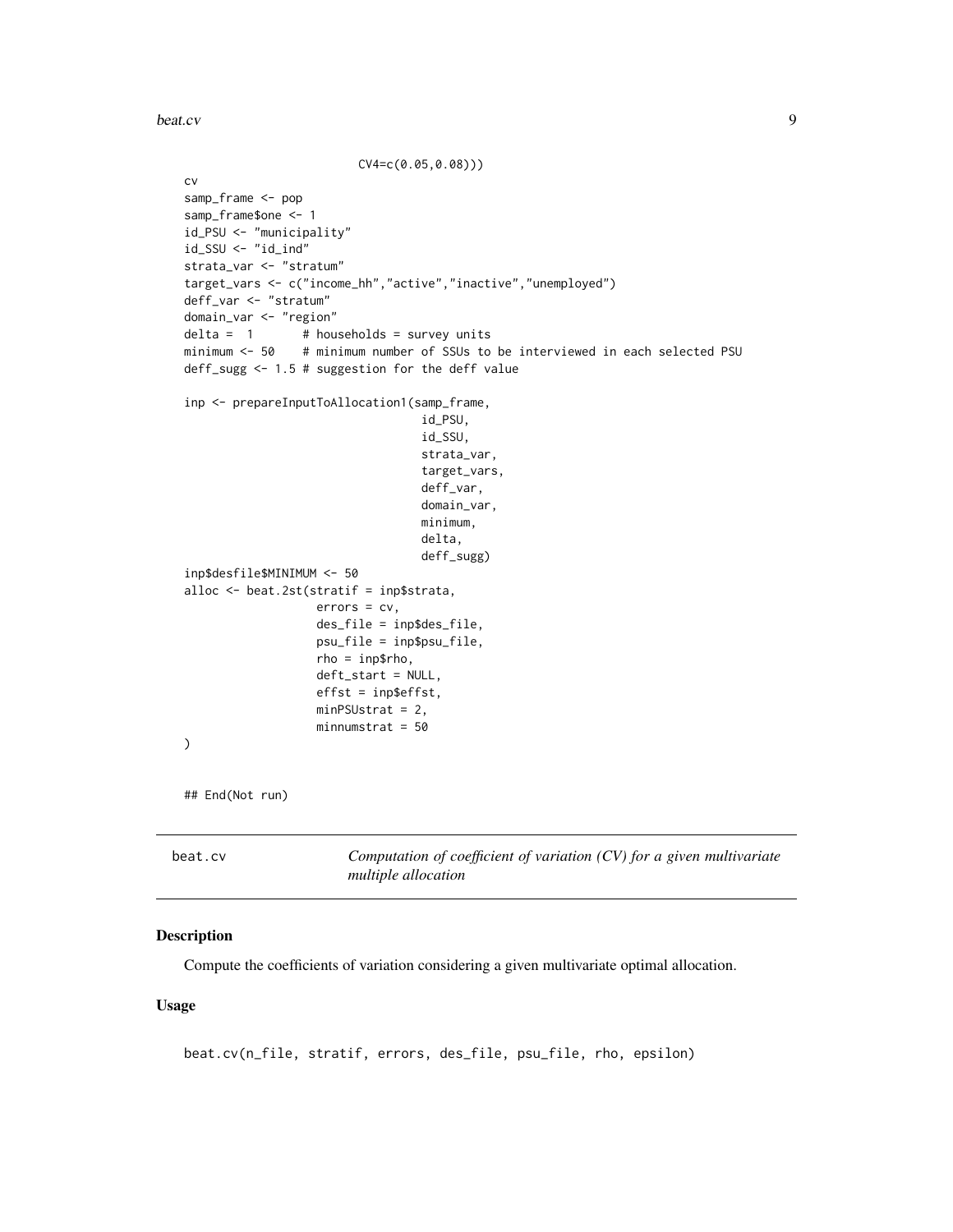```
                          CV4=c(0.05,0.08)))
cv
samp_frame <- pop
samp_frame$one <- 1
id_PSU <- "municipality"
id_SSU <- "id_ind"
strata_var <- "stratum"
target_vars <- c("income_hh","active","inactive","unemployed")
deff_var <- "stratum"
domain_var <- "region"
delta =  1       # households = survey units
minimum <- 50    # minimum number of SSUs to be interviewed in each selected PSU
deff_sugg <- 1.5 # suggestion for the deff value

inp <- prepareInputToAllocation1(samp_frame,
                                 id_PSU,
                                 id_SSU,
                                 strata_var,
                                 target_vars,
                                 deff_var,
                                 domain_var,
                                 minimum,
                                 delta,
                                 deff_sugg)
inp$desfile$MINIMUM <- 50
alloc <- beat.2st(stratif = inp$strata,
                  errors = cv,
                  des_file = inp$des_file,
                  psu_file = inp$psu_file,
                  rho = inp$rho,
                  deft_start = NULL,
                  effst = inp$effst,
                  minPSUstrat = 2,
                  minnumstrat = 50
)


## End(Not run)
```

## beat.cv — *Computation of coefficient of variation (CV) for a given multivariate multiple allocation*

### Description

Compute the coefficients of variation considering a given multivariate optimal allocation.

### Usage

```
beat.cv(n_file, stratif, errors, des_file, psu_file, rho, epsilon)
```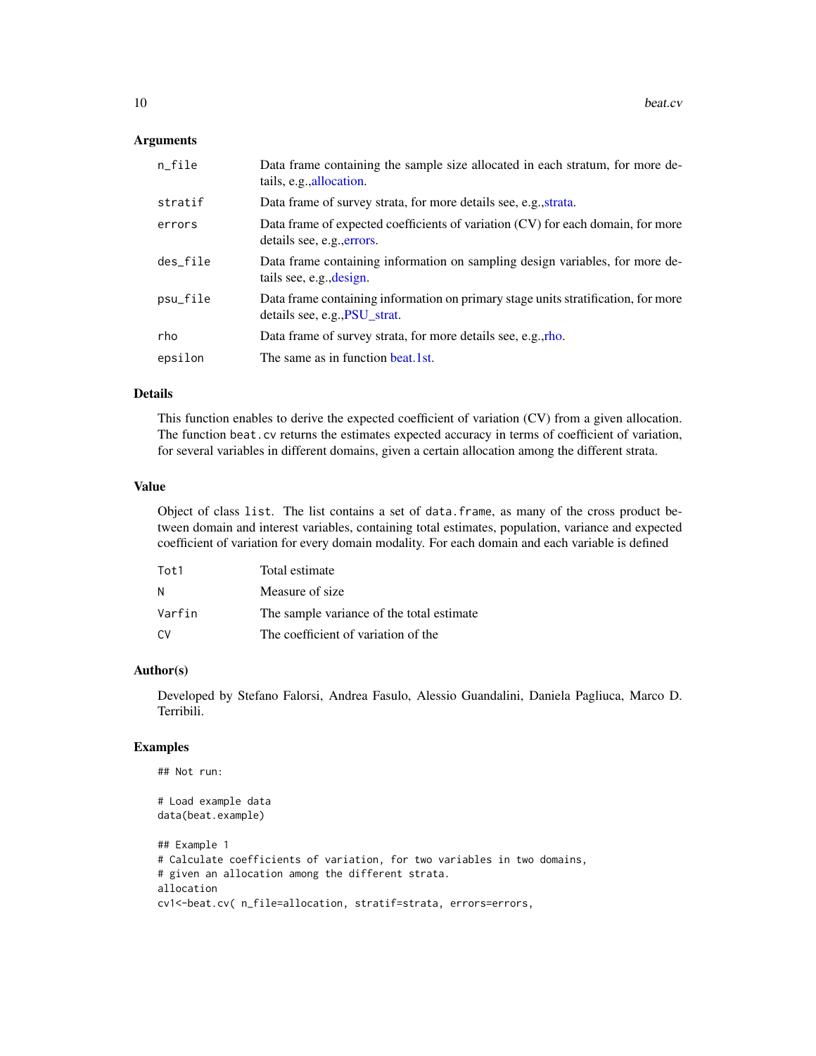### Arguments

| | |
|---|---|
| n_file | Data frame containing the sample size allocated in each stratum, for more details, e.g.,allocation. |
| stratif | Data frame of survey strata, for more details see, e.g.,strata. |
| errors | Data frame of expected coefficients of variation (CV) for each domain, for more details see, e.g.,errors. |
| des_file | Data frame containing information on sampling design variables, for more details see, e.g.,design. |
| psu_file | Data frame containing information on primary stage units stratification, for more details see, e.g.,PSU_strat. |
| rho | Data frame of survey strata, for more details see, e.g.,rho. |
| epsilon | The same as in function beat.1st. |

### Details

This function enables to derive the expected coefficient of variation (CV) from a given allocation. The function `beat.cv` returns the estimates expected accuracy in terms of coefficient of variation, for several variables in different domains, given a certain allocation among the different strata.

### Value

Object of class `list`. The list contains a set of `data.frame`, as many of the cross product between domain and interest variables, containing total estimates, population, variance and expected coefficient of variation for every domain modality. For each domain and each variable is defined

| | |
|---|---|
| Tot1 | Total estimate |
| N | Measure of size |
| Varfin | The sample variance of the total estimate |
| CV | The coefficient of variation of the |

### Author(s)

Developed by Stefano Falorsi, Andrea Fasulo, Alessio Guandalini, Daniela Pagliuca, Marco D. Terribili.

### Examples

```
## Not run:

# Load example data
data(beat.example)

## Example 1
# Calculate coefficients of variation, for two variables in two domains,
# given an allocation among the different strata.
allocation
cv1<-beat.cv( n_file=allocation, stratif=strata, errors=errors,
```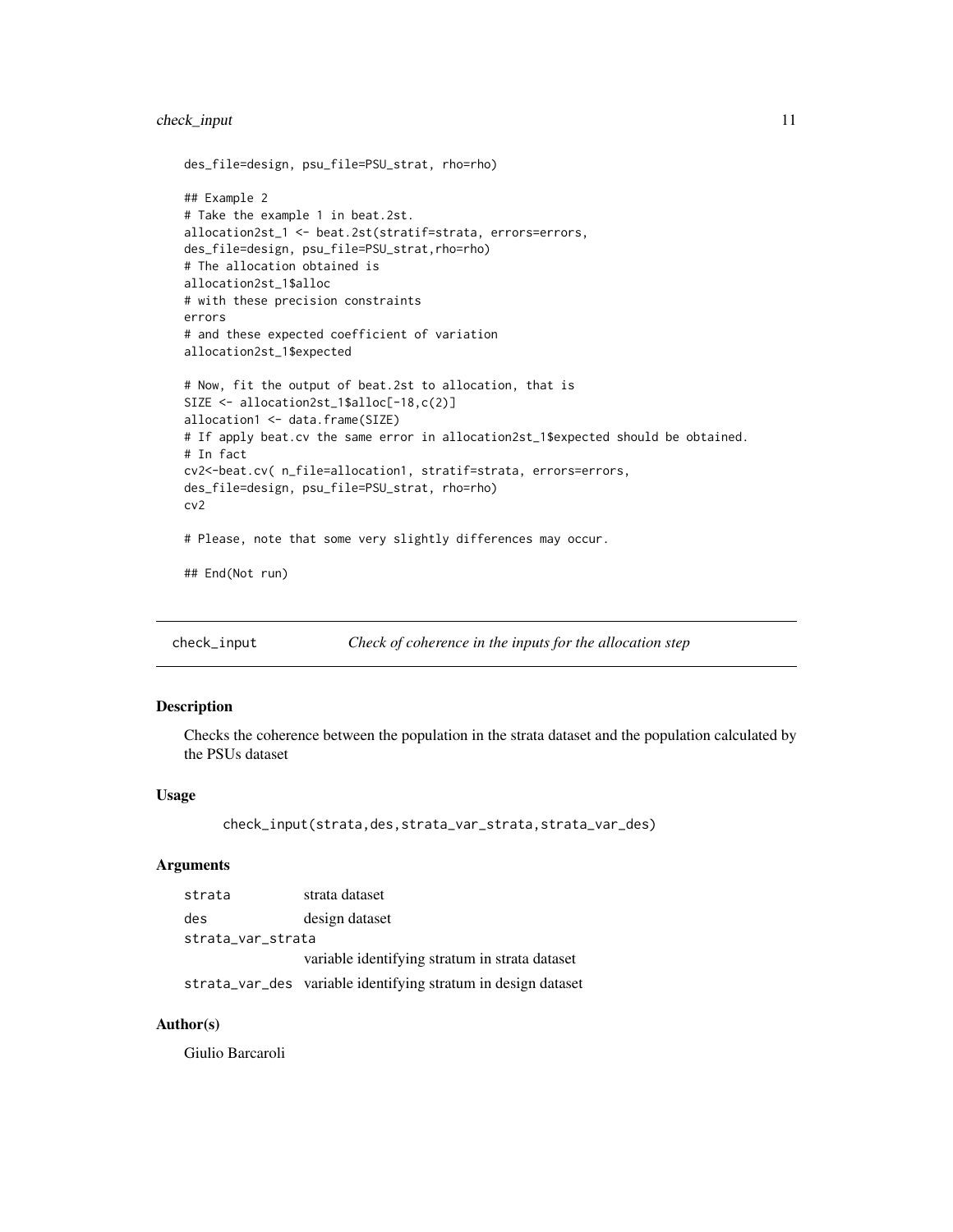```
des_file=design, psu_file=PSU_strat, rho=rho)

## Example 2
# Take the example 1 in beat.2st.
allocation2st_1 <- beat.2st(stratif=strata, errors=errors,
des_file=design, psu_file=PSU_strat,rho=rho)
# The allocation obtained is
allocation2st_1$alloc
# with these precision constraints
errors
# and these expected coefficient of variation
allocation2st_1$expected

# Now, fit the output of beat.2st to allocation, that is
SIZE <- allocation2st_1$alloc[-18,c(2)]
allocation1 <- data.frame(SIZE)
# If apply beat.cv the same error in allocation2st_1$expected should be obtained.
# In fact
cv2<-beat.cv( n_file=allocation1, stratif=strata, errors=errors,
des_file=design, psu_file=PSU_strat, rho=rho)
cv2

# Please, note that some very slightly differences may occur.

## End(Not run)
```

## check_input — *Check of coherence in the inputs for the allocation step*

### Description

Checks the coherence between the population in the strata dataset and the population calculated by the PSUs dataset

### Usage

```
check_input(strata,des,strata_var_strata,strata_var_des)
```

### Arguments

| | |
|---|---|
| strata | strata dataset |
| des | design dataset |
| strata_var_strata | variable identifying stratum in strata dataset |
| strata_var_des | variable identifying stratum in design dataset |

### Author(s)

Giulio Barcaroli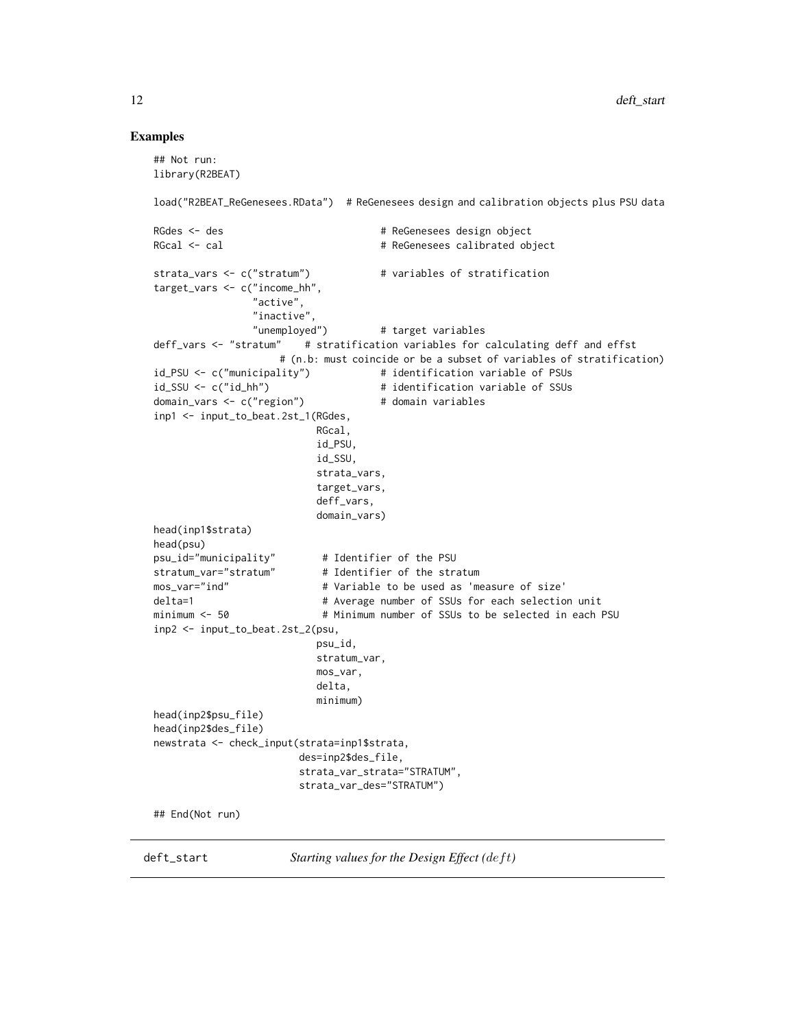## Examples

```
## Not run:
library(R2BEAT)

load("R2BEAT_ReGenesees.RData")  # ReGenesees design and calibration objects plus PSU data

RGdes <- des                          # ReGenesees design object
RGcal <- cal                          # ReGenesees calibrated object

strata_vars <- c("stratum")           # variables of stratification
target_vars <- c("income_hh",
                 "active",
                 "inactive",
                 "unemployed")        # target variables
deff_vars <- "stratum"    # stratification variables for calculating deff and effst
                     # (n.b: must coincide or be a subset of variables of stratification)
id_PSU <- c("municipality")           # identification variable of PSUs
id_SSU <- c("id_hh")                  # identification variable of SSUs
domain_vars <- c("region")            # domain variables
inp1 <- input_to_beat.2st_1(RGdes,
                            RGcal,
                            id_PSU,
                            id_SSU,
                            strata_vars,
                            target_vars,
                            deff_vars,
                            domain_vars)
head(inp1$strata)
head(psu)
psu_id="municipality"        # Identifier of the PSU
stratum_var="stratum"        # Identifier of the stratum
mos_var="ind"                # Variable to be used as 'measure of size'
delta=1                      # Average number of SSUs for each selection unit
minimum <- 50                # Minimum number of SSUs to be selected in each PSU
inp2 <- input_to_beat.2st_2(psu,
                            psu_id,
                            stratum_var,
                            mos_var,
                            delta,
                            minimum)
head(inp2$psu_file)
head(inp2$des_file)
newstrata <- check_input(strata=inp1$strata,
                         des=inp2$des_file,
                         strata_var_strata="STRATUM",
                         strata_var_des="STRATUM")

## End(Not run)
```

---

## deft_start    *Starting values for the Design Effect ($deft$)*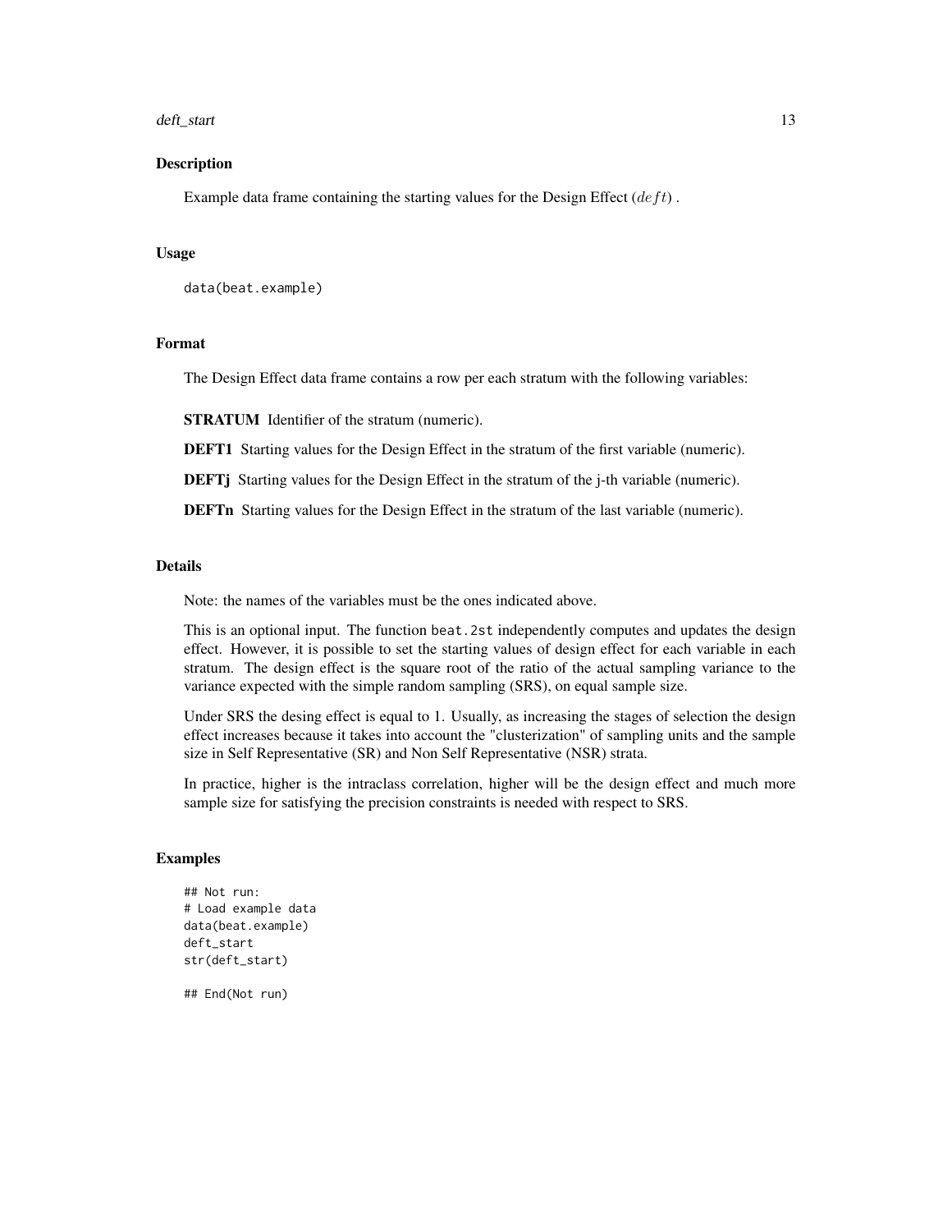## Description

Example data frame containing the starting values for the Design Effect ($deft$) .

## Usage

```
data(beat.example)
```

## Format

The Design Effect data frame contains a row per each stratum with the following variables:

**STRATUM** Identifier of the stratum (numeric).

**DEFT1** Starting values for the Design Effect in the stratum of the first variable (numeric).

**DEFTj** Starting values for the Design Effect in the stratum of the j-th variable (numeric).

**DEFTn** Starting values for the Design Effect in the stratum of the last variable (numeric).

## Details

Note: the names of the variables must be the ones indicated above.

This is an optional input. The function `beat.2st` independently computes and updates the design effect. However, it is possible to set the starting values of design effect for each variable in each stratum. The design effect is the square root of the ratio of the actual sampling variance to the variance expected with the simple random sampling (SRS), on equal sample size.

Under SRS the desing effect is equal to 1. Usually, as increasing the stages of selection the design effect increases because it takes into account the "clusterization" of sampling units and the sample size in Self Representative (SR) and Non Self Representative (NSR) strata.

In practice, higher is the intraclass correlation, higher will be the design effect and much more sample size for satisfying the precision constraints is needed with respect to SRS.

## Examples

```
## Not run:
# Load example data
data(beat.example)
deft_start
str(deft_start)

## End(Not run)
```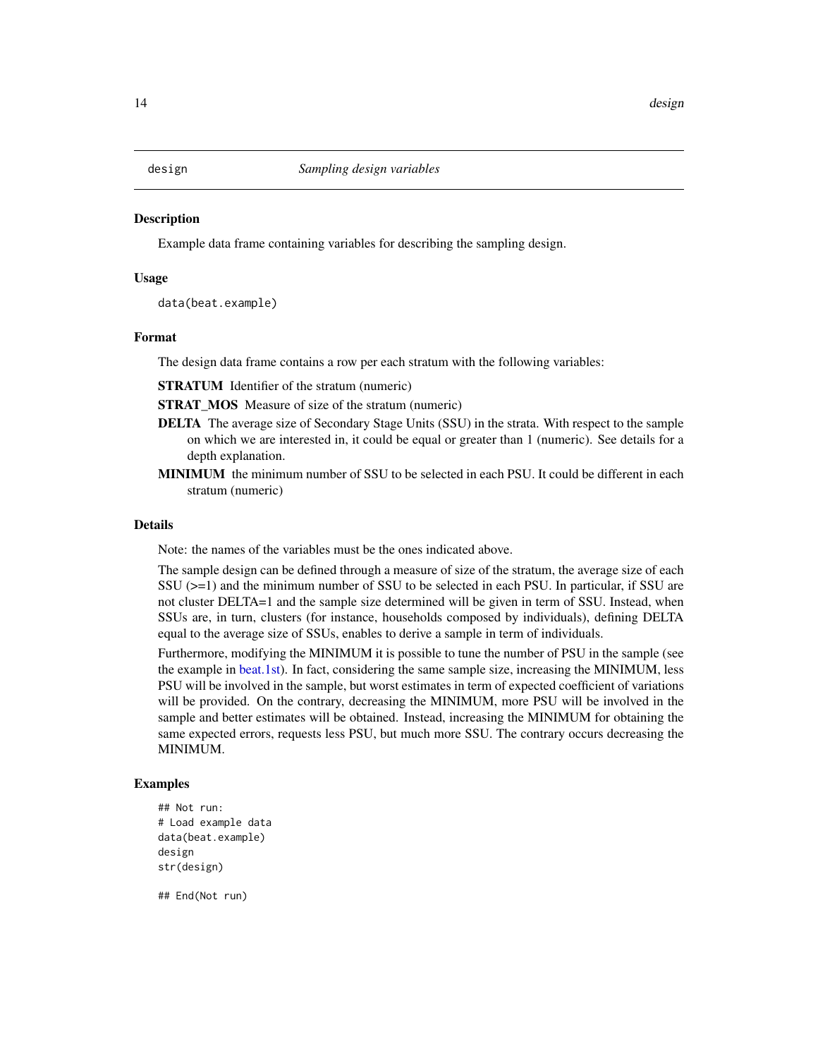# design — *Sampling design variables*

## Description

Example data frame containing variables for describing the sampling design.

## Usage

```
data(beat.example)
```

## Format

The design data frame contains a row per each stratum with the following variables:

**STRATUM** Identifier of the stratum (numeric)

**STRAT_MOS** Measure of size of the stratum (numeric)

**DELTA** The average size of Secondary Stage Units (SSU) in the strata. With respect to the sample on which we are interested in, it could be equal or greater than 1 (numeric). See details for a depth explanation.

**MINIMUM** the minimum number of SSU to be selected in each PSU. It could be different in each stratum (numeric)

## Details

Note: the names of the variables must be the ones indicated above.

The sample design can be defined through a measure of size of the stratum, the average size of each SSU (>=1) and the minimum number of SSU to be selected in each PSU. In particular, if SSU are not cluster DELTA=1 and the sample size determined will be given in term of SSU. Instead, when SSUs are, in turn, clusters (for instance, households composed by individuals), defining DELTA equal to the average size of SSUs, enables to derive a sample in term of individuals.

Furthermore, modifying the MINIMUM it is possible to tune the number of PSU in the sample (see the example in beat.1st). In fact, considering the same sample size, increasing the MINIMUM, less PSU will be involved in the sample, but worst estimates in term of expected coefficient of variations will be provided. On the contrary, decreasing the MINIMUM, more PSU will be involved in the sample and better estimates will be obtained. Instead, increasing the MINIMUM for obtaining the same expected errors, requests less PSU, but much more SSU. The contrary occurs decreasing the MINIMUM.

## Examples

```
## Not run:
# Load example data
data(beat.example)
design
str(design)

## End(Not run)
```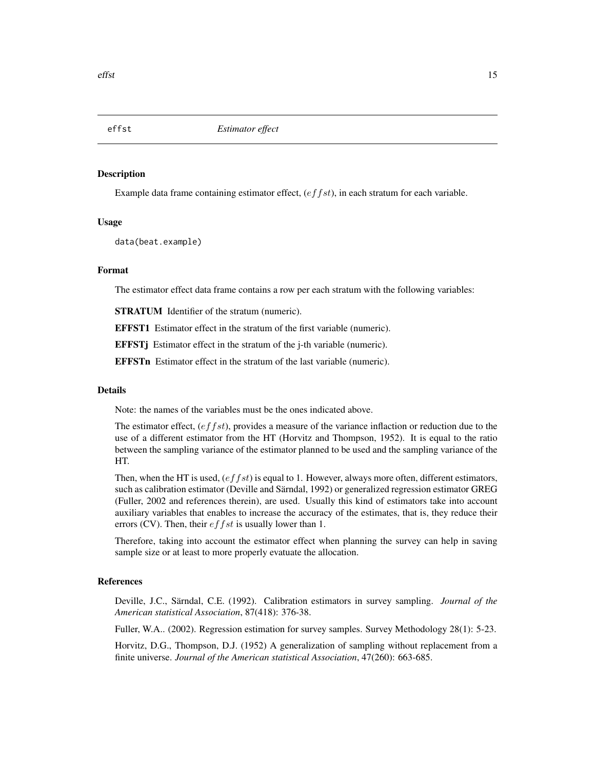# effst — *Estimator effect*

## Description

Example data frame containing estimator effect, ($effst$), in each stratum for each variable.

## Usage

```
data(beat.example)
```

## Format

The estimator effect data frame contains a row per each stratum with the following variables:

**STRATUM** Identifier of the stratum (numeric).

**EFFST1** Estimator effect in the stratum of the first variable (numeric).

**EFFSTj** Estimator effect in the stratum of the j-th variable (numeric).

**EFFSTn** Estimator effect in the stratum of the last variable (numeric).

## Details

Note: the names of the variables must be the ones indicated above.

The estimator effect, ($effst$), provides a measure of the variance inflaction or reduction due to the use of a different estimator from the HT (Horvitz and Thompson, 1952). It is equal to the ratio between the sampling variance of the estimator planned to be used and the sampling variance of the HT.

Then, when the HT is used, ($effst$) is equal to 1. However, always more often, different estimators, such as calibration estimator (Deville and Särndal, 1992) or generalized regression estimator GREG (Fuller, 2002 and references therein), are used. Usually this kind of estimators take into account auxiliary variables that enables to increase the accuracy of the estimates, that is, they reduce their errors (CV). Then, their $effst$ is usually lower than 1.

Therefore, taking into account the estimator effect when planning the survey can help in saving sample size or at least to more properly evatuate the allocation.

## References

Deville, J.C., Särndal, C.E. (1992). Calibration estimators in survey sampling. *Journal of the American statistical Association*, 87(418): 376-38.

Fuller, W.A.. (2002). Regression estimation for survey samples. Survey Methodology 28(1): 5-23.

Horvitz, D.G., Thompson, D.J. (1952) A generalization of sampling without replacement from a finite universe. *Journal of the American statistical Association*, 47(260): 663-685.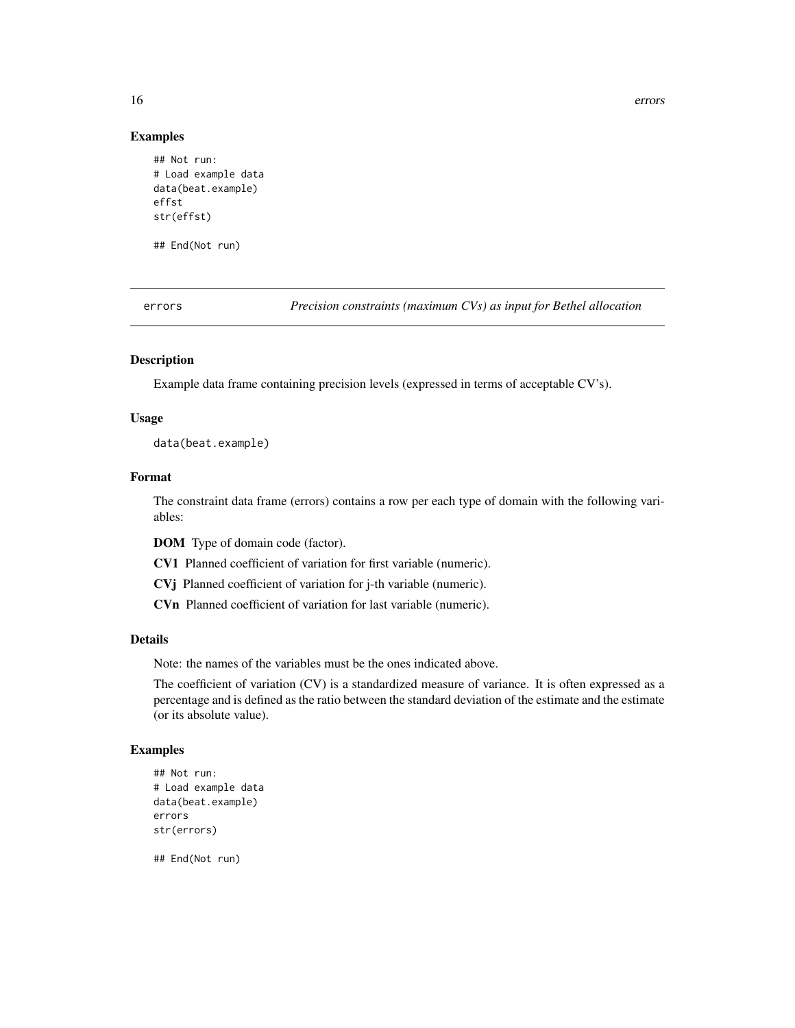## Examples

```
## Not run:
# Load example data
data(beat.example)
effst
str(effst)

## End(Not run)
```

---

# errors — *Precision constraints (maximum CVs) as input for Bethel allocation*

---

## Description

Example data frame containing precision levels (expressed in terms of acceptable CV's).

## Usage

```
data(beat.example)
```

## Format

The constraint data frame (errors) contains a row per each type of domain with the following variables:

**DOM** Type of domain code (factor).

**CV1** Planned coefficient of variation for first variable (numeric).

**CVj** Planned coefficient of variation for j-th variable (numeric).

**CVn** Planned coefficient of variation for last variable (numeric).

## Details

Note: the names of the variables must be the ones indicated above.

The coefficient of variation (CV) is a standardized measure of variance. It is often expressed as a percentage and is defined as the ratio between the standard deviation of the estimate and the estimate (or its absolute value).

## Examples

```
## Not run:
# Load example data
data(beat.example)
errors
str(errors)

## End(Not run)
```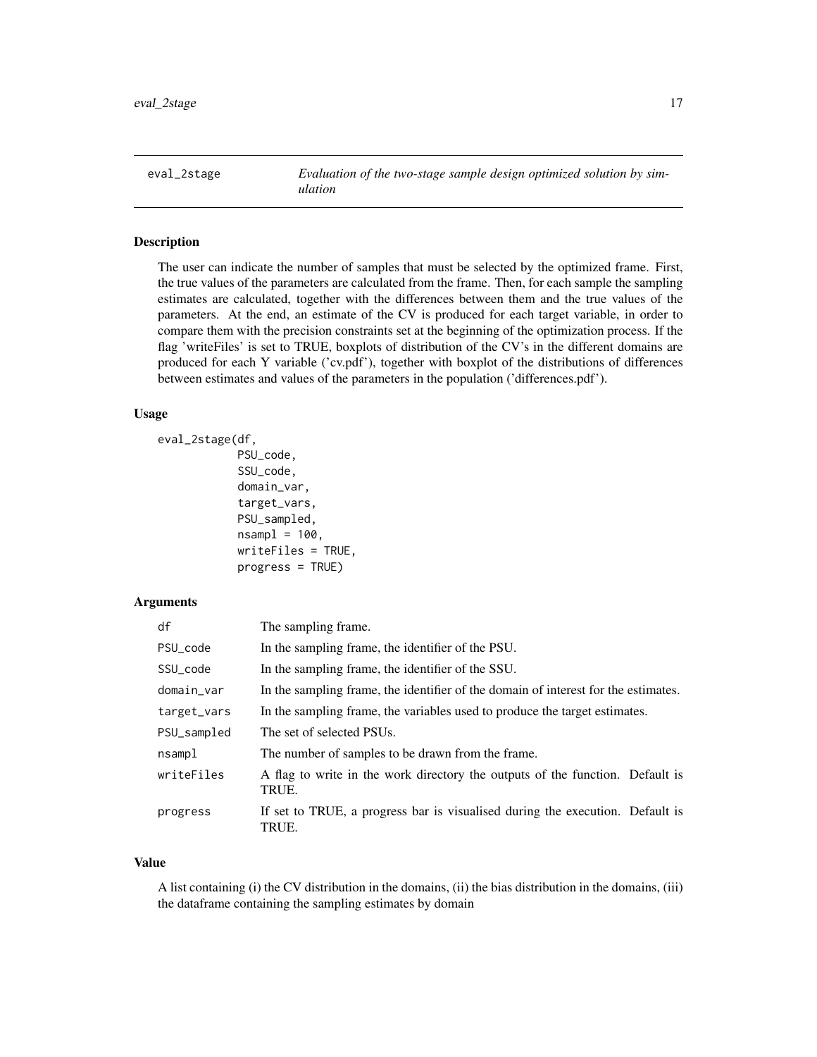## eval_2stage — *Evaluation of the two-stage sample design optimized solution by simulation*

### Description

The user can indicate the number of samples that must be selected by the optimized frame. First, the true values of the parameters are calculated from the frame. Then, for each sample the sampling estimates are calculated, together with the differences between them and the true values of the parameters. At the end, an estimate of the CV is produced for each target variable, in order to compare them with the precision constraints set at the beginning of the optimization process. If the flag 'writeFiles' is set to TRUE, boxplots of distribution of the CV's in the different domains are produced for each Y variable ('cv.pdf'), together with boxplot of the distributions of differences between estimates and values of the parameters in the population ('differences.pdf').

### Usage

```
eval_2stage(df,
            PSU_code,
            SSU_code,
            domain_var,
            target_vars,
            PSU_sampled,
            nsampl = 100,
            writeFiles = TRUE,
            progress = TRUE)
```

### Arguments

| | |
|---|---|
| df | The sampling frame. |
| PSU_code | In the sampling frame, the identifier of the PSU. |
| SSU_code | In the sampling frame, the identifier of the SSU. |
| domain_var | In the sampling frame, the identifier of the domain of interest for the estimates. |
| target_vars | In the sampling frame, the variables used to produce the target estimates. |
| PSU_sampled | The set of selected PSUs. |
| nsampl | The number of samples to be drawn from the frame. |
| writeFiles | A flag to write in the work directory the outputs of the function. Default is TRUE. |
| progress | If set to TRUE, a progress bar is visualised during the execution. Default is TRUE. |

### Value

A list containing (i) the CV distribution in the domains, (ii) the bias distribution in the domains, (iii) the dataframe containing the sampling estimates by domain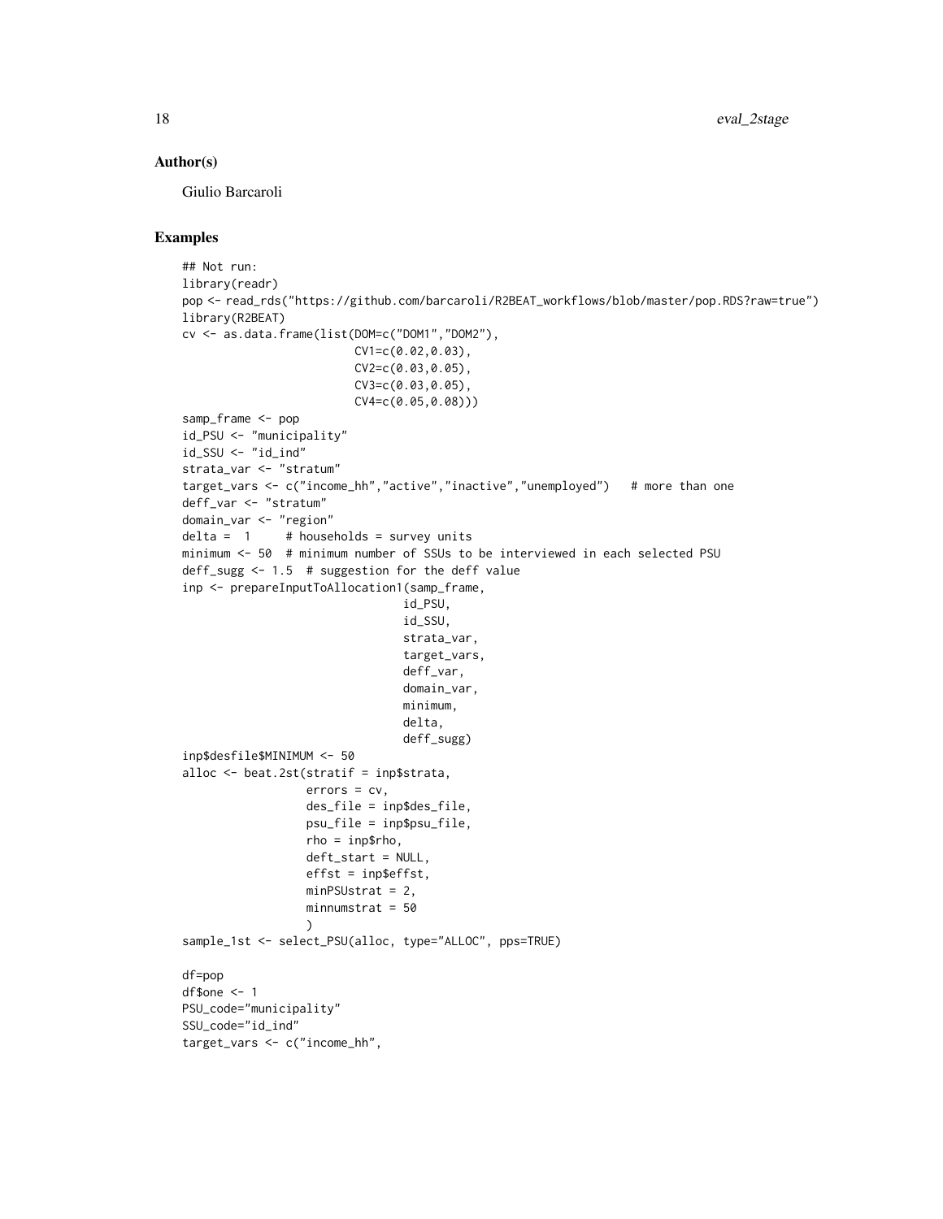## Author(s)

Giulio Barcaroli

## Examples

```
## Not run:
library(readr)
pop <- read_rds("https://github.com/barcaroli/R2BEAT_workflows/blob/master/pop.RDS?raw=true")
library(R2BEAT)
cv <- as.data.frame(list(DOM=c("DOM1","DOM2"),
                         CV1=c(0.02,0.03),
                         CV2=c(0.03,0.05),
                         CV3=c(0.03,0.05),
                         CV4=c(0.05,0.08)))
samp_frame <- pop
id_PSU <- "municipality"
id_SSU <- "id_ind"
strata_var <- "stratum"
target_vars <- c("income_hh","active","inactive","unemployed")   # more than one
deff_var <- "stratum"
domain_var <- "region"
delta =  1     # households = survey units
minimum <- 50  # minimum number of SSUs to be interviewed in each selected PSU
deff_sugg <- 1.5  # suggestion for the deff value
inp <- prepareInputToAllocation1(samp_frame,
                                 id_PSU,
                                 id_SSU,
                                 strata_var,
                                 target_vars,
                                 deff_var,
                                 domain_var,
                                 minimum,
                                 delta,
                                 deff_sugg)
inp$desfile$MINIMUM <- 50
alloc <- beat.2st(stratif = inp$strata,
                  errors = cv,
                  des_file = inp$des_file,
                  psu_file = inp$psu_file,
                  rho = inp$rho,
                  deft_start = NULL,
                  effst = inp$effst,
                  minPSUstrat = 2,
                  minnumstrat = 50
                  )
sample_1st <- select_PSU(alloc, type="ALLOC", pps=TRUE)

df=pop
df$one <- 1
PSU_code="municipality"
SSU_code="id_ind"
target_vars <- c("income_hh",
```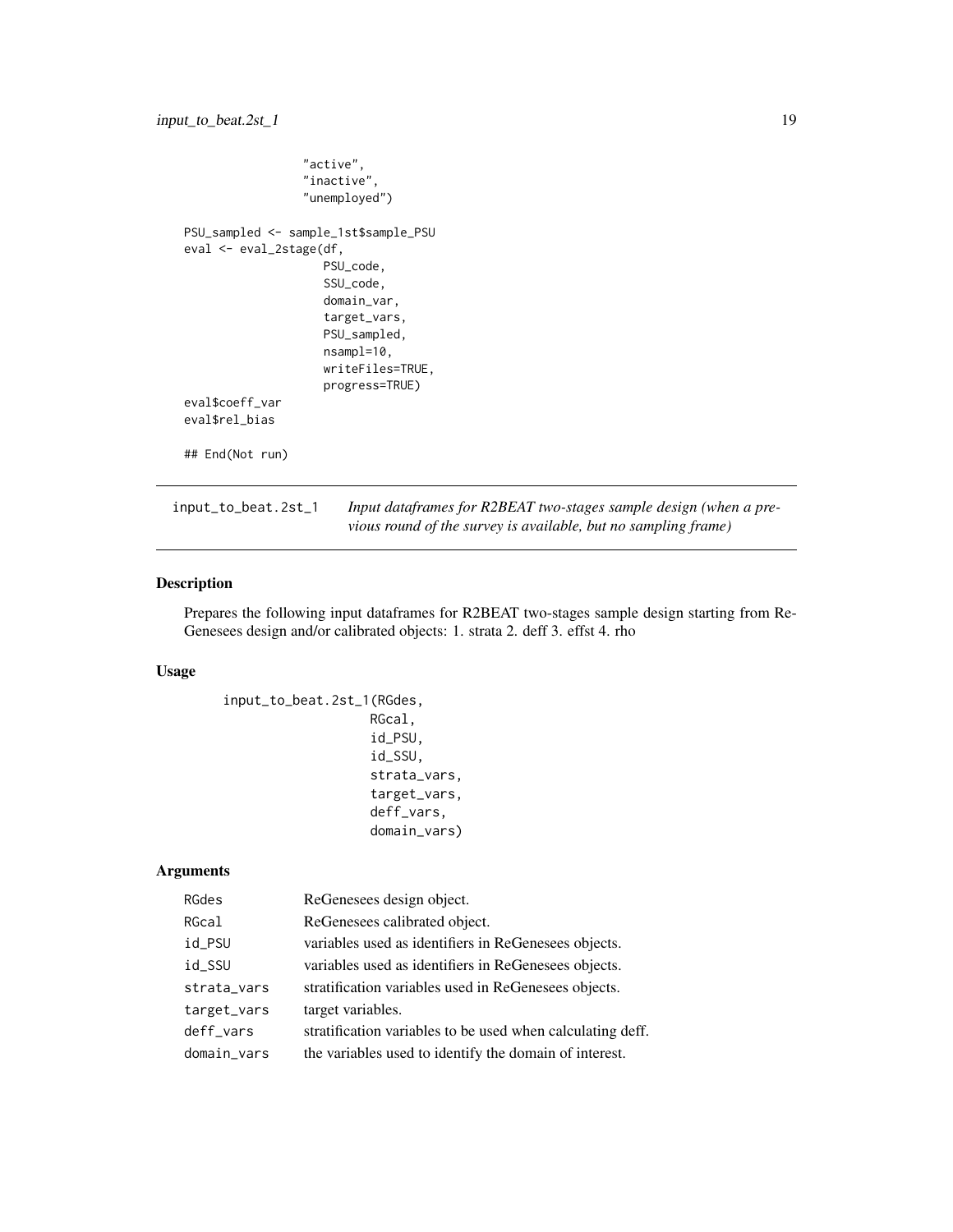```
                 "active",
                 "inactive",
                 "unemployed")

PSU_sampled <- sample_1st$sample_PSU
eval <- eval_2stage(df,
                    PSU_code,
                    SSU_code,
                    domain_var,
                    target_vars,
                    PSU_sampled,
                    nsampl=10,
                    writeFiles=TRUE,
                    progress=TRUE)
eval$coeff_var
eval$rel_bias

## End(Not run)
```

## input_to_beat.2st_1 — *Input dataframes for R2BEAT two-stages sample design (when a previous round of the survey is available, but no sampling frame)*

### Description

Prepares the following input dataframes for R2BEAT two-stages sample design starting from ReGenesees design and/or calibrated objects: 1. strata 2. deff 3. effst 4. rho

### Usage

```
input_to_beat.2st_1(RGdes,
                    RGcal,
                    id_PSU,
                    id_SSU,
                    strata_vars,
                    target_vars,
                    deff_vars,
                    domain_vars)
```

### Arguments

| | |
|---|---|
| RGdes | ReGenesees design object. |
| RGcal | ReGenesees calibrated object. |
| id_PSU | variables used as identifiers in ReGenesees objects. |
| id_SSU | variables used as identifiers in ReGenesees objects. |
| strata_vars | stratification variables used in ReGenesees objects. |
| target_vars | target variables. |
| deff_vars | stratification variables to be used when calculating deff. |
| domain_vars | the variables used to identify the domain of interest. |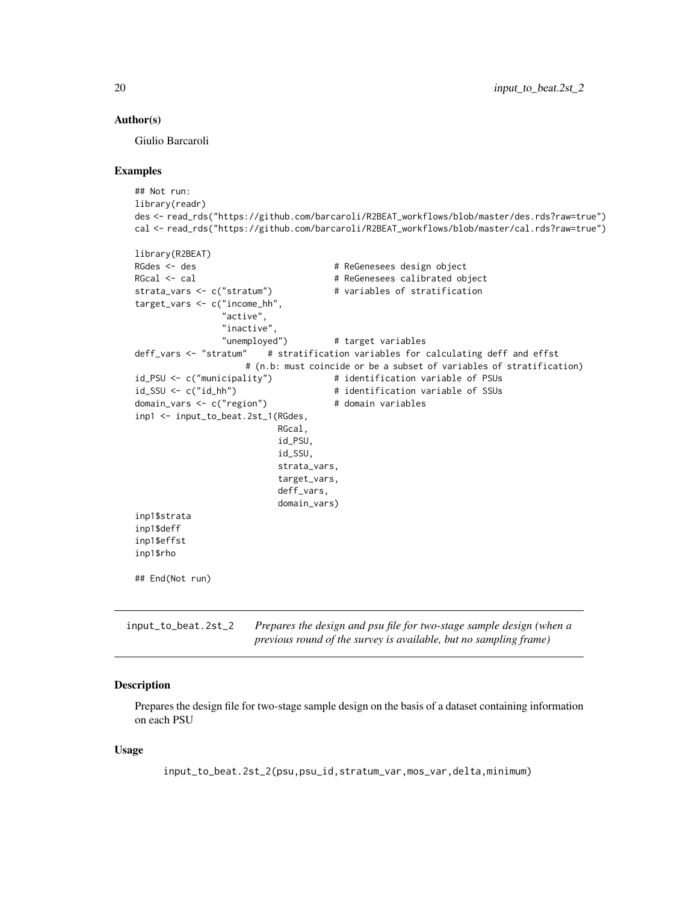## Author(s)

Giulio Barcaroli

## Examples

```
## Not run:
library(readr)
des <- read_rds("https://github.com/barcaroli/R2BEAT_workflows/blob/master/des.rds?raw=true")
cal <- read_rds("https://github.com/barcaroli/R2BEAT_workflows/blob/master/cal.rds?raw=true")

library(R2BEAT)
RGdes <- des                          # ReGenesees design object
RGcal <- cal                          # ReGenesees calibrated object
strata_vars <- c("stratum")           # variables of stratification
target_vars <- c("income_hh",
                 "active",
                 "inactive",
                 "unemployed")         # target variables
deff_vars <- "stratum"    # stratification variables for calculating deff and effst
                    # (n.b: must coincide or be a subset of variables of stratification)
id_PSU <- c("municipality")           # identification variable of PSUs
id_SSU <- c("id_hh")                  # identification variable of SSUs
domain_vars <- c("region")            # domain variables
inp1 <- input_to_beat.2st_1(RGdes,
                            RGcal,
                            id_PSU,
                            id_SSU,
                            strata_vars,
                            target_vars,
                            deff_vars,
                            domain_vars)
inp1$strata
inp1$deff
inp1$effst
inp1$rho

## End(Not run)
```

---

**input_to_beat.2st_2** *Prepares the design and psu file for two-stage sample design (when a previous round of the survey is available, but no sampling frame)*

---

## Description

Prepares the design file for two-stage sample design on the basis of a dataset containing information on each PSU

## Usage

```
input_to_beat.2st_2(psu,psu_id,stratum_var,mos_var,delta,minimum)
```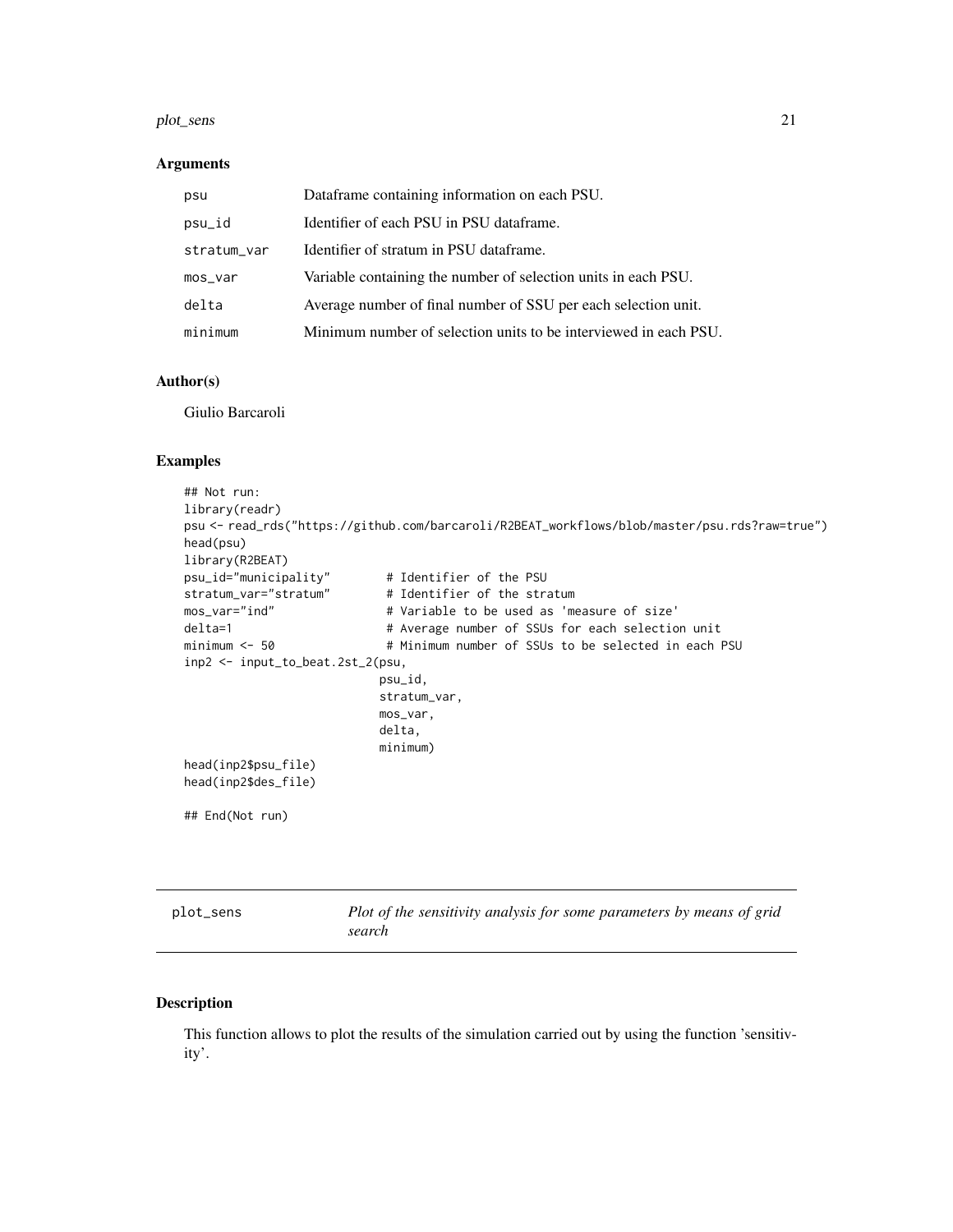## Arguments

| | |
|---|---|
| psu | Dataframe containing information on each PSU. |
| psu_id | Identifier of each PSU in PSU dataframe. |
| stratum_var | Identifier of stratum in PSU dataframe. |
| mos_var | Variable containing the number of selection units in each PSU. |
| delta | Average number of final number of SSU per each selection unit. |
| minimum | Minimum number of selection units to be interviewed in each PSU. |

## Author(s)

Giulio Barcaroli

## Examples

```
## Not run:
library(readr)
psu <- read_rds("https://github.com/barcaroli/R2BEAT_workflows/blob/master/psu.rds?raw=true")
head(psu)
library(R2BEAT)
psu_id="municipality"        # Identifier of the PSU
stratum_var="stratum"        # Identifier of the stratum
mos_var="ind"                # Variable to be used as 'measure of size'
delta=1                      # Average number of SSUs for each selection unit
minimum <- 50                # Minimum number of SSUs to be selected in each PSU
inp2 <- input_to_beat.2st_2(psu,
                            psu_id,
                            stratum_var,
                            mos_var,
                            delta,
                            minimum)
head(inp2$psu_file)
head(inp2$des_file)

## End(Not run)
```

---

# plot_sens — *Plot of the sensitivity analysis for some parameters by means of grid search*

## Description

This function allows to plot the results of the simulation carried out by using the function 'sensitivity'.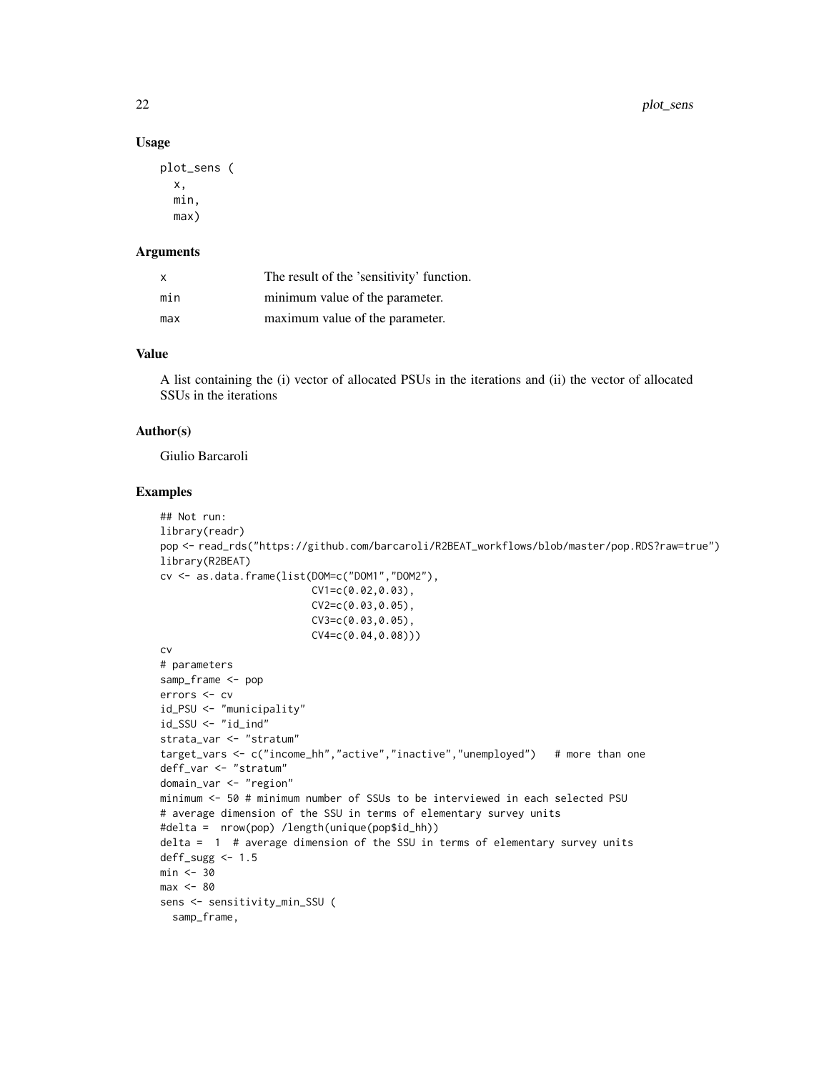### Usage

```
plot_sens (
  x,
  min,
  max)
```

### Arguments

| | |
|---|---|
| x | The result of the 'sensitivity' function. |
| min | minimum value of the parameter. |
| max | maximum value of the parameter. |

### Value

A list containing the (i) vector of allocated PSUs in the iterations and (ii) the vector of allocated SSUs in the iterations

### Author(s)

Giulio Barcaroli

### Examples

```
## Not run:
library(readr)
pop <- read_rds("https://github.com/barcaroli/R2BEAT_workflows/blob/master/pop.RDS?raw=true")
library(R2BEAT)
cv <- as.data.frame(list(DOM=c("DOM1","DOM2"),
                         CV1=c(0.02,0.03),
                         CV2=c(0.03,0.05),
                         CV3=c(0.03,0.05),
                         CV4=c(0.04,0.08)))
cv
# parameters
samp_frame <- pop
errors <- cv
id_PSU <- "municipality"
id_SSU <- "id_ind"
strata_var <- "stratum"
target_vars <- c("income_hh","active","inactive","unemployed")   # more than one
deff_var <- "stratum"
domain_var <- "region"
minimum <- 50 # minimum number of SSUs to be interviewed in each selected PSU
# average dimension of the SSU in terms of elementary survey units
#delta =  nrow(pop) /length(unique(pop$id_hh))
delta =  1  # average dimension of the SSU in terms of elementary survey units
deff_sugg <- 1.5
min <- 30
max <- 80
sens <- sensitivity_min_SSU (
  samp_frame,
```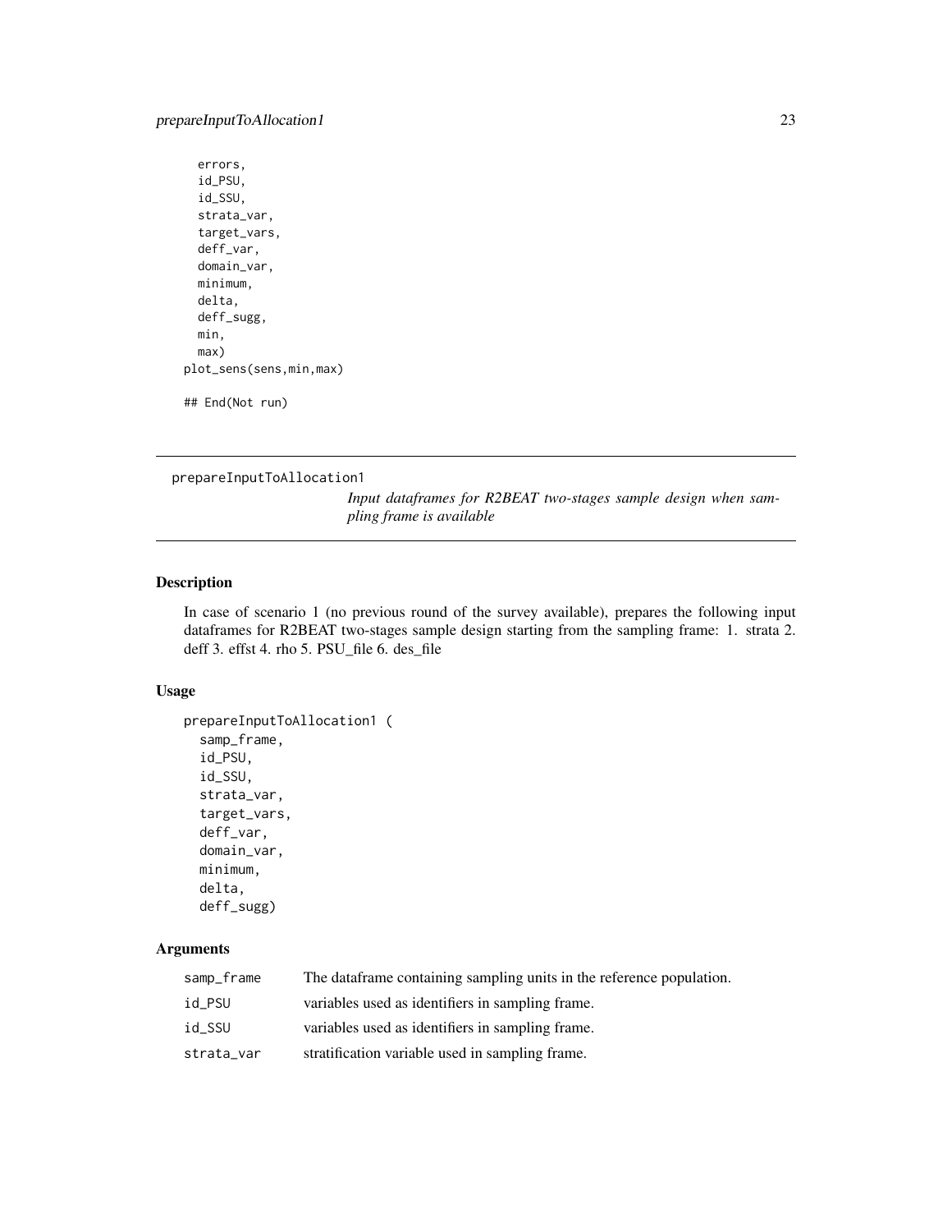```
  errors,
  id_PSU,
  id_SSU,
  strata_var,
  target_vars,
  deff_var,
  domain_var,
  minimum,
  delta,
  deff_sugg,
  min,
  max)
plot_sens(sens,min,max)

## End(Not run)
```

---

prepareInputToAllocation1 &nbsp;&nbsp;&nbsp; *Input dataframes for R2BEAT two-stages sample design when sampling frame is available*

---

## Description

In case of scenario 1 (no previous round of the survey available), prepares the following input dataframes for R2BEAT two-stages sample design starting from the sampling frame: 1. strata 2. deff 3. effst 4. rho 5. PSU_file 6. des_file

## Usage

```
prepareInputToAllocation1 (
  samp_frame,
  id_PSU,
  id_SSU,
  strata_var,
  target_vars,
  deff_var,
  domain_var,
  minimum,
  delta,
  deff_sugg)
```

## Arguments

| | |
|---|---|
| samp_frame | The dataframe containing sampling units in the reference population. |
| id_PSU | variables used as identifiers in sampling frame. |
| id_SSU | variables used as identifiers in sampling frame. |
| strata_var | stratification variable used in sampling frame. |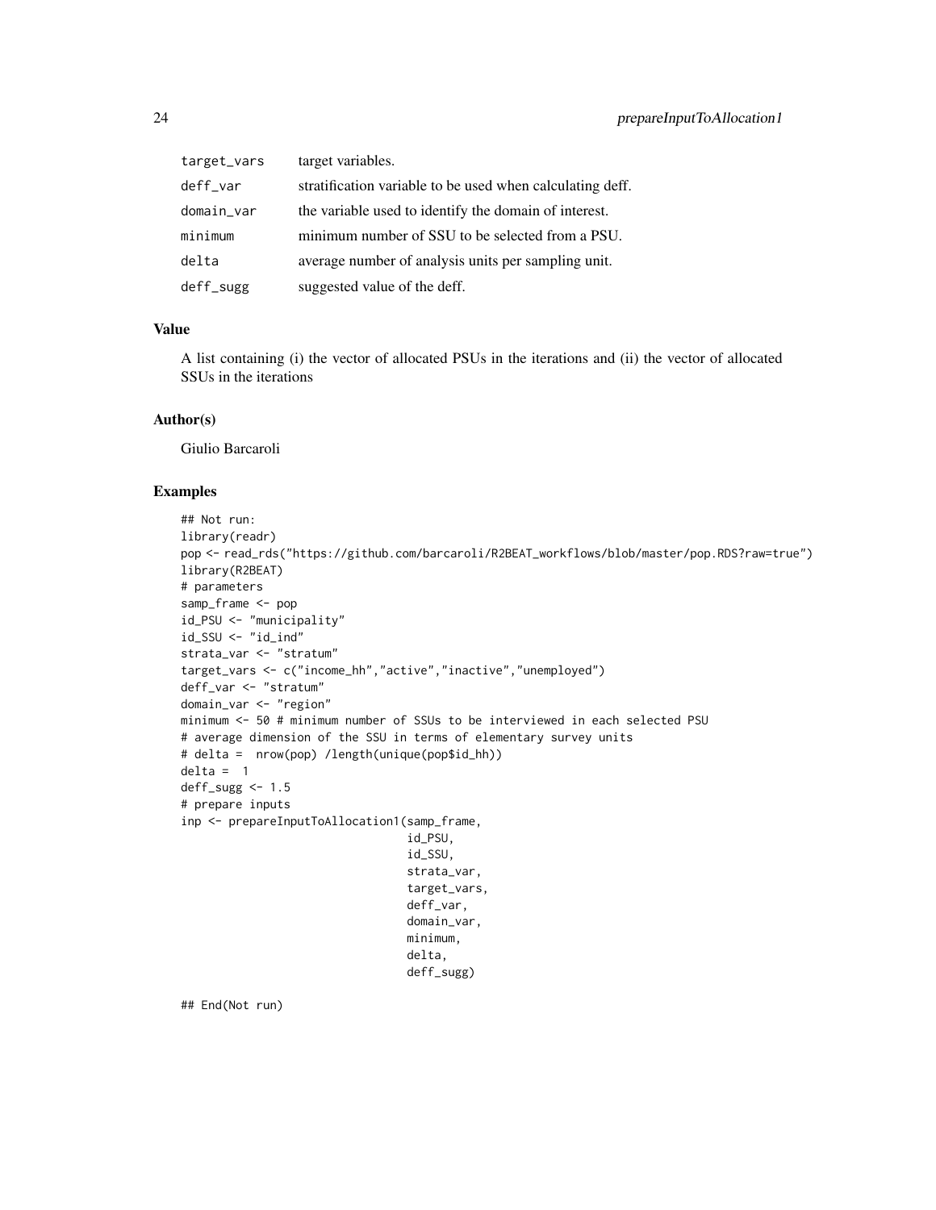| | |
|---|---|
| target_vars | target variables. |
| deff_var | stratification variable to be used when calculating deff. |
| domain_var | the variable used to identify the domain of interest. |
| minimum | minimum number of SSU to be selected from a PSU. |
| delta | average number of analysis units per sampling unit. |
| deff_sugg | suggested value of the deff. |

## Value

A list containing (i) the vector of allocated PSUs in the iterations and (ii) the vector of allocated SSUs in the iterations

## Author(s)

Giulio Barcaroli

## Examples

```
## Not run:
library(readr)
pop <- read_rds("https://github.com/barcaroli/R2BEAT_workflows/blob/master/pop.RDS?raw=true")
library(R2BEAT)
# parameters
samp_frame <- pop
id_PSU <- "municipality"
id_SSU <- "id_ind"
strata_var <- "stratum"
target_vars <- c("income_hh","active","inactive","unemployed")
deff_var <- "stratum"
domain_var <- "region"
minimum <- 50 # minimum number of SSUs to be interviewed in each selected PSU
# average dimension of the SSU in terms of elementary survey units
# delta =  nrow(pop) /length(unique(pop$id_hh))
delta =  1
deff_sugg <- 1.5
# prepare inputs
inp <- prepareInputToAllocation1(samp_frame,
                                 id_PSU,
                                 id_SSU,
                                 strata_var,
                                 target_vars,
                                 deff_var,
                                 domain_var,
                                 minimum,
                                 delta,
                                 deff_sugg)

## End(Not run)
```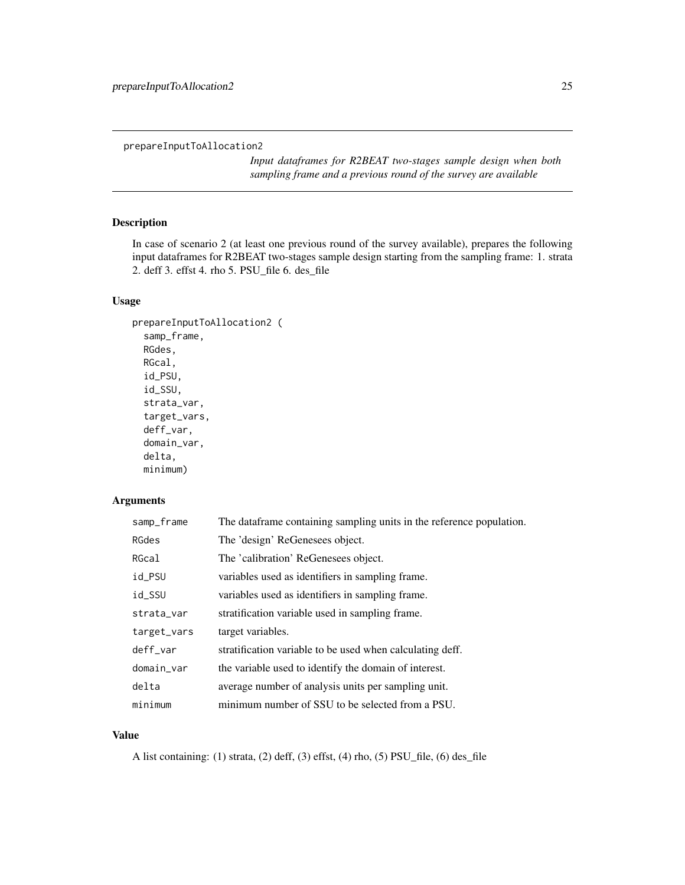prepareInputToAllocation2

*Input dataframes for R2BEAT two-stages sample design when both sampling frame and a previous round of the survey are available*

## Description

In case of scenario 2 (at least one previous round of the survey available), prepares the following input dataframes for R2BEAT two-stages sample design starting from the sampling frame: 1. strata 2. deff 3. effst 4. rho 5. PSU_file 6. des_file

## Usage

```
prepareInputToAllocation2 (
  samp_frame,
  RGdes,
  RGcal,
  id_PSU,
  id_SSU,
  strata_var,
  target_vars,
  deff_var,
  domain_var,
  delta,
  minimum)
```

## Arguments

| | |
|---|---|
| samp_frame | The dataframe containing sampling units in the reference population. |
| RGdes | The 'design' ReGenesees object. |
| RGcal | The 'calibration' ReGenesees object. |
| id_PSU | variables used as identifiers in sampling frame. |
| id_SSU | variables used as identifiers in sampling frame. |
| strata_var | stratification variable used in sampling frame. |
| target_vars | target variables. |
| deff_var | stratification variable to be used when calculating deff. |
| domain_var | the variable used to identify the domain of interest. |
| delta | average number of analysis units per sampling unit. |
| minimum | minimum number of SSU to be selected from a PSU. |

## Value

A list containing: (1) strata, (2) deff, (3) effst, (4) rho, (5) PSU_file, (6) des_file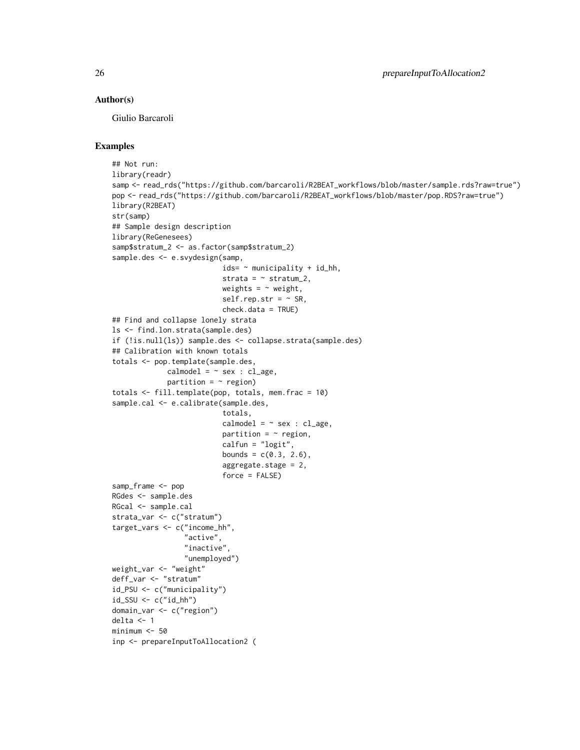## Author(s)

Giulio Barcaroli

## Examples

```
## Not run:
library(readr)
samp <- read_rds("https://github.com/barcaroli/R2BEAT_workflows/blob/master/sample.rds?raw=true")
pop <- read_rds("https://github.com/barcaroli/R2BEAT_workflows/blob/master/pop.RDS?raw=true")
library(R2BEAT)
str(samp)
## Sample design description
library(ReGenesees)
samp$stratum_2 <- as.factor(samp$stratum_2)
sample.des <- e.svydesign(samp,
                          ids= ~ municipality + id_hh,
                          strata = ~ stratum_2,
                          weights = ~ weight,
                          self.rep.str = ~ SR,
                          check.data = TRUE)
## Find and collapse lonely strata
ls <- find.lon.strata(sample.des)
if (!is.null(ls)) sample.des <- collapse.strata(sample.des)
## Calibration with known totals
totals <- pop.template(sample.des,
             calmodel = ~ sex : cl_age,
             partition = ~ region)
totals <- fill.template(pop, totals, mem.frac = 10)
sample.cal <- e.calibrate(sample.des,
                          totals,
                          calmodel = ~ sex : cl_age,
                          partition = ~ region,
                          calfun = "logit",
                          bounds = c(0.3, 2.6),
                          aggregate.stage = 2,
                          force = FALSE)
samp_frame <- pop
RGdes <- sample.des
RGcal <- sample.cal
strata_var <- c("stratum")
target_vars <- c("income_hh",
                 "active",
                 "inactive",
                 "unemployed")
weight_var <- "weight"
deff_var <- "stratum"
id_PSU <- c("municipality")
id_SSU <- c("id_hh")
domain_var <- c("region")
delta <- 1
minimum <- 50
inp <- prepareInputToAllocation2 (
```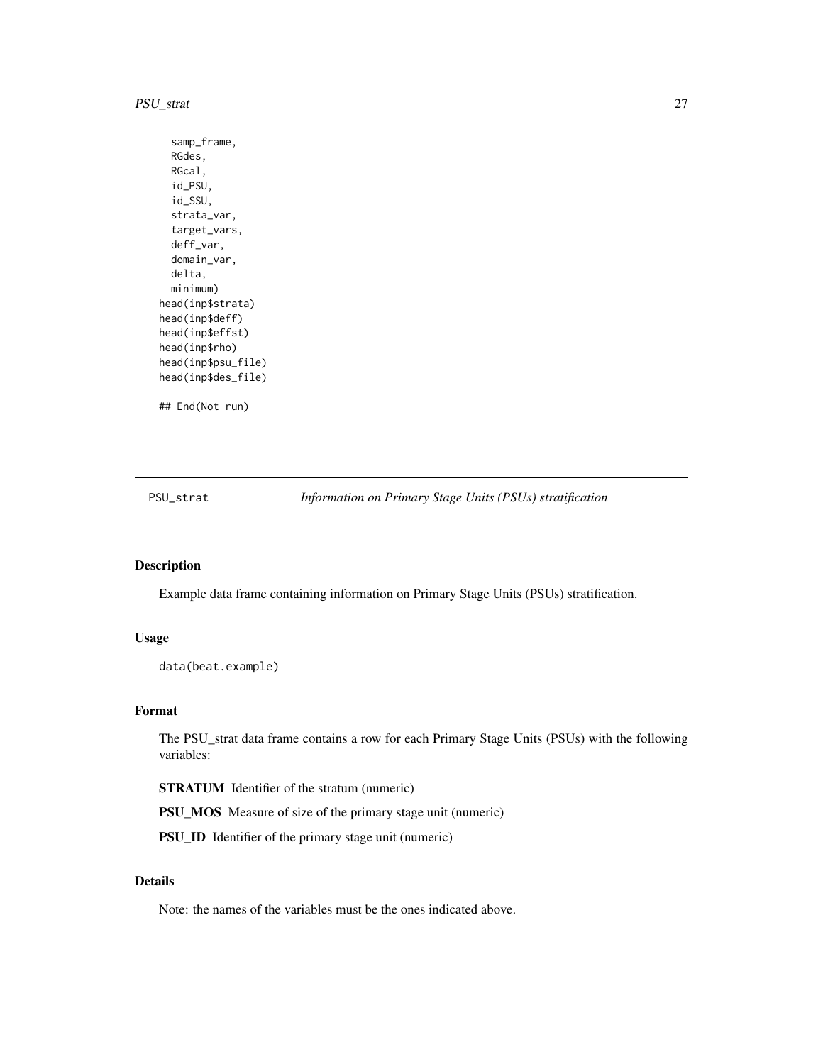```
    samp_frame,
    RGdes,
    RGcal,
    id_PSU,
    id_SSU,
    strata_var,
    target_vars,
    deff_var,
    domain_var,
    delta,
    minimum)
head(inp$strata)
head(inp$deff)
head(inp$effst)
head(inp$rho)
head(inp$psu_file)
head(inp$des_file)

## End(Not run)
```

---

PSU_strat    *Information on Primary Stage Units (PSUs) stratification*

---

### Description

Example data frame containing information on Primary Stage Units (PSUs) stratification.

### Usage

```
data(beat.example)
```

### Format

The PSU_strat data frame contains a row for each Primary Stage Units (PSUs) with the following variables:

**STRATUM** Identifier of the stratum (numeric)

**PSU_MOS** Measure of size of the primary stage unit (numeric)

**PSU_ID** Identifier of the primary stage unit (numeric)

### Details

Note: the names of the variables must be the ones indicated above.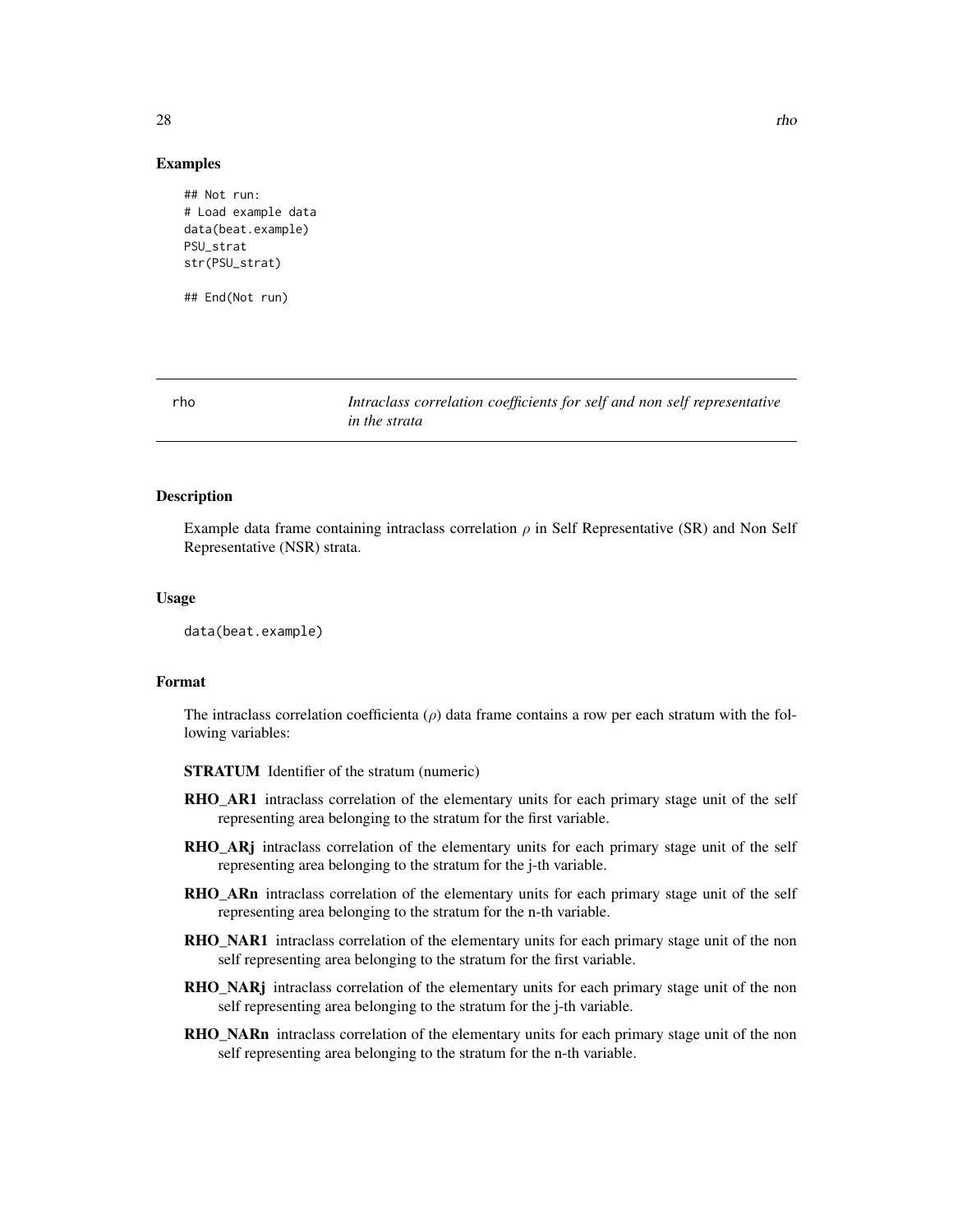## Examples

```
## Not run:
# Load example data
data(beat.example)
PSU_strat
str(PSU_strat)

## End(Not run)
```

---

# rho — *Intraclass correlation coefficients for self and non self representative in the strata*

---

## Description

Example data frame containing intraclass correlation $\rho$ in Self Representative (SR) and Non Self Representative (NSR) strata.

## Usage

```
data(beat.example)
```

## Format

The intraclass correlation coefficienta ($\rho$) data frame contains a row per each stratum with the following variables:

**STRATUM** Identifier of the stratum (numeric)

**RHO_AR1** intraclass correlation of the elementary units for each primary stage unit of the self representing area belonging to the stratum for the first variable.

**RHO_ARj** intraclass correlation of the elementary units for each primary stage unit of the self representing area belonging to the stratum for the j-th variable.

**RHO_ARn** intraclass correlation of the elementary units for each primary stage unit of the self representing area belonging to the stratum for the n-th variable.

**RHO_NAR1** intraclass correlation of the elementary units for each primary stage unit of the non self representing area belonging to the stratum for the first variable.

**RHO_NARj** intraclass correlation of the elementary units for each primary stage unit of the non self representing area belonging to the stratum for the j-th variable.

**RHO_NARn** intraclass correlation of the elementary units for each primary stage unit of the non self representing area belonging to the stratum for the n-th variable.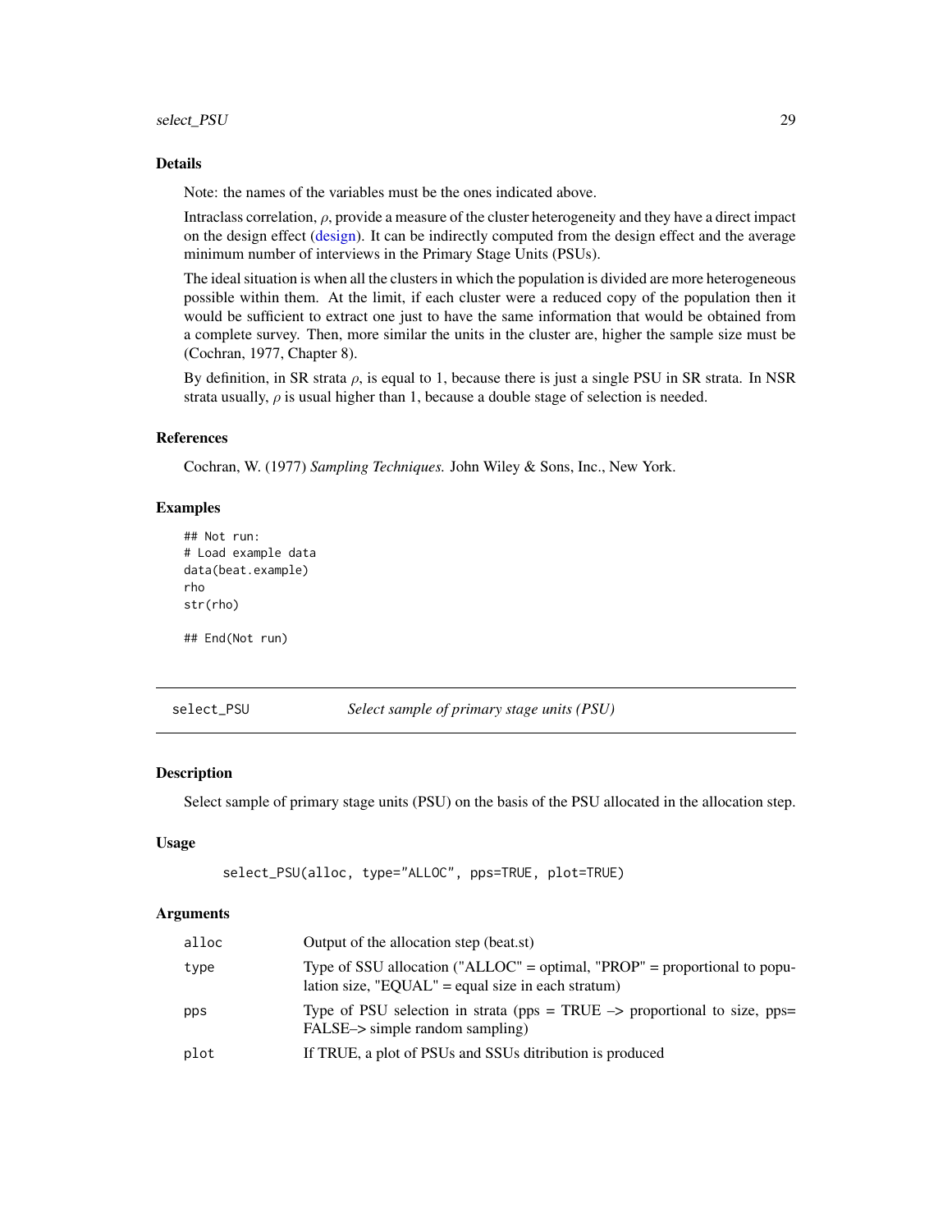### Details

Note: the names of the variables must be the ones indicated above.

Intraclass correlation, $\rho$, provide a measure of the cluster heterogeneity and they have a direct impact on the design effect (design). It can be indirectly computed from the design effect and the average minimum number of interviews in the Primary Stage Units (PSUs).

The ideal situation is when all the clusters in which the population is divided are more heterogeneous possible within them. At the limit, if each cluster were a reduced copy of the population then it would be sufficient to extract one just to have the same information that would be obtained from a complete survey. Then, more similar the units in the cluster are, higher the sample size must be (Cochran, 1977, Chapter 8).

By definition, in SR strata $\rho$, is equal to 1, because there is just a single PSU in SR strata. In NSR strata usually, $\rho$ is usual higher than 1, because a double stage of selection is needed.

### References

Cochran, W. (1977) *Sampling Techniques.* John Wiley & Sons, Inc., New York.

### Examples

```
## Not run:
# Load example data
data(beat.example)
rho
str(rho)

## End(Not run)
```

---

## select_PSU — *Select sample of primary stage units (PSU)*

### Description

Select sample of primary stage units (PSU) on the basis of the PSU allocated in the allocation step.

### Usage

```
select_PSU(alloc, type="ALLOC", pps=TRUE, plot=TRUE)
```

### Arguments

| | |
|---|---|
| alloc | Output of the allocation step (beat.st) |
| type | Type of SSU allocation ("ALLOC" = optimal, "PROP" = proportional to population size, "EQUAL" = equal size in each stratum) |
| pps | Type of PSU selection in strata (pps = TRUE –> proportional to size, pps= FALSE–> simple random sampling) |
| plot | If TRUE, a plot of PSUs and SSUs ditribution is produced |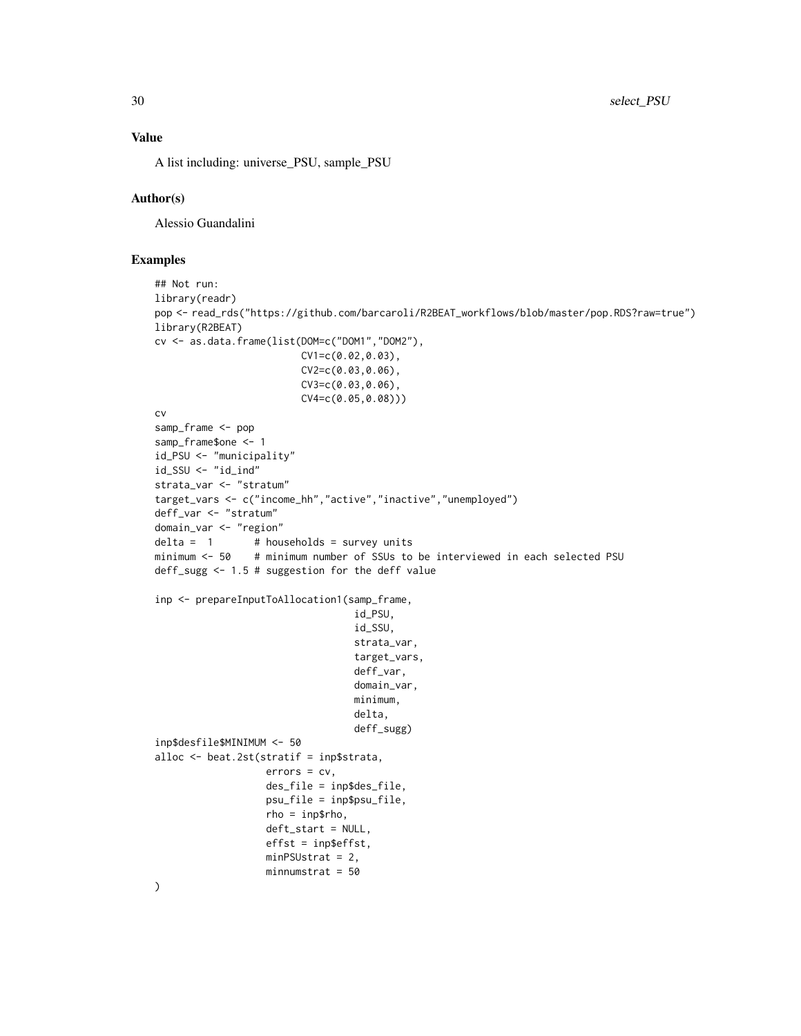## Value

A list including: universe_PSU, sample_PSU

## Author(s)

Alessio Guandalini

## Examples

```
## Not run:
library(readr)
pop <- read_rds("https://github.com/barcaroli/R2BEAT_workflows/blob/master/pop.RDS?raw=true")
library(R2BEAT)
cv <- as.data.frame(list(DOM=c("DOM1","DOM2"),
                         CV1=c(0.02,0.03),
                         CV2=c(0.03,0.06),
                         CV3=c(0.03,0.06),
                         CV4=c(0.05,0.08)))
cv
samp_frame <- pop
samp_frame$one <- 1
id_PSU <- "municipality"
id_SSU <- "id_ind"
strata_var <- "stratum"
target_vars <- c("income_hh","active","inactive","unemployed")
deff_var <- "stratum"
domain_var <- "region"
delta =  1       # households = survey units
minimum <- 50    # minimum number of SSUs to be interviewed in each selected PSU
deff_sugg <- 1.5 # suggestion for the deff value

inp <- prepareInputToAllocation1(samp_frame,
                                 id_PSU,
                                 id_SSU,
                                 strata_var,
                                 target_vars,
                                 deff_var,
                                 domain_var,
                                 minimum,
                                 delta,
                                 deff_sugg)
inp$desfile$MINIMUM <- 50
alloc <- beat.2st(stratif = inp$strata,
                  errors = cv,
                  des_file = inp$des_file,
                  psu_file = inp$psu_file,
                  rho = inp$rho,
                  deft_start = NULL,
                  effst = inp$effst,
                  minPSUstrat = 2,
                  minnumstrat = 50
)
```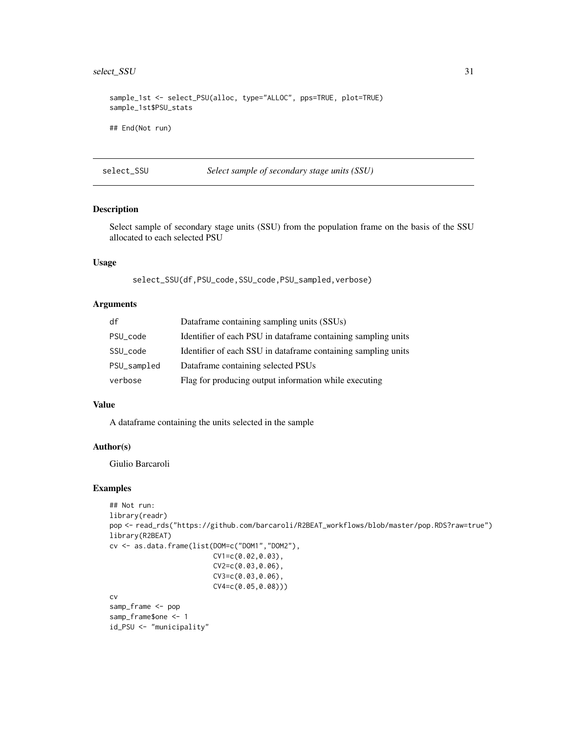```
sample_1st <- select_PSU(alloc, type="ALLOC", pps=TRUE, plot=TRUE)
sample_1st$PSU_stats

## End(Not run)
```

## select_SSU — *Select sample of secondary stage units (SSU)*

### Description

Select sample of secondary stage units (SSU) from the population frame on the basis of the SSU allocated to each selected PSU

### Usage

```
select_SSU(df,PSU_code,SSU_code,PSU_sampled,verbose)
```

### Arguments

| | |
|---|---|
| df | Dataframe containing sampling units (SSUs) |
| PSU_code | Identifier of each PSU in dataframe containing sampling units |
| SSU_code | Identifier of each SSU in dataframe containing sampling units |
| PSU_sampled | Dataframe containing selected PSUs |
| verbose | Flag for producing output information while executing |

### Value

A dataframe containing the units selected in the sample

### Author(s)

Giulio Barcaroli

### Examples

```
## Not run:
library(readr)
pop <- read_rds("https://github.com/barcaroli/R2BEAT_workflows/blob/master/pop.RDS?raw=true")
library(R2BEAT)
cv <- as.data.frame(list(DOM=c("DOM1","DOM2"),
                         CV1=c(0.02,0.03),
                         CV2=c(0.03,0.06),
                         CV3=c(0.03,0.06),
                         CV4=c(0.05,0.08)))
cv
samp_frame <- pop
samp_frame$one <- 1
id_PSU <- "municipality"
```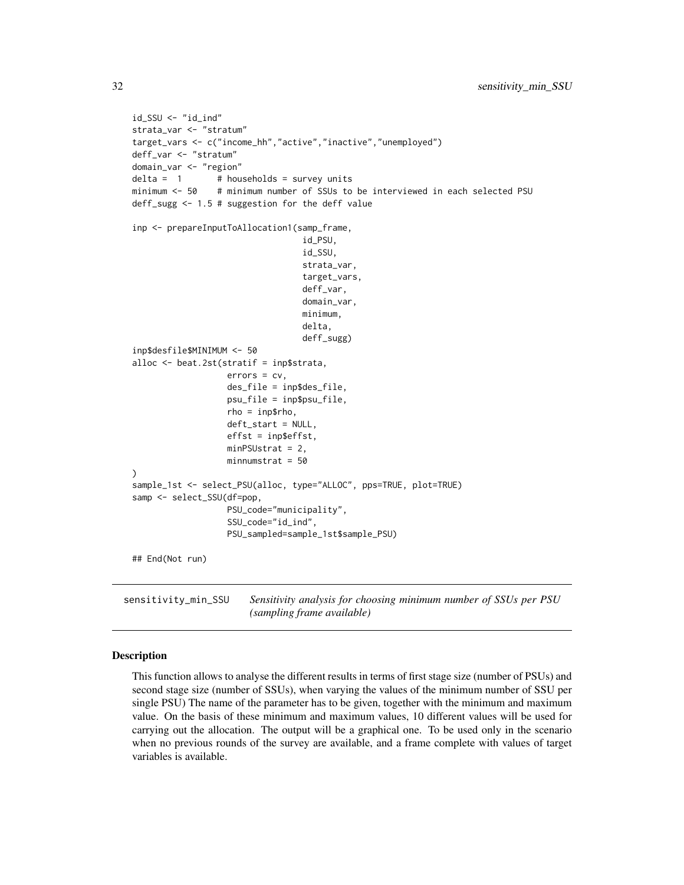```
id_SSU <- "id_ind"
strata_var <- "stratum"
target_vars <- c("income_hh","active","inactive","unemployed")
deff_var <- "stratum"
domain_var <- "region"
delta =  1       # households = survey units
minimum <- 50    # minimum number of SSUs to be interviewed in each selected PSU
deff_sugg <- 1.5 # suggestion for the deff value

inp <- prepareInputToAllocation1(samp_frame,
                                 id_PSU,
                                 id_SSU,
                                 strata_var,
                                 target_vars,
                                 deff_var,
                                 domain_var,
                                 minimum,
                                 delta,
                                 deff_sugg)
inp$desfile$MINIMUM <- 50
alloc <- beat.2st(stratif = inp$strata,
                  errors = cv,
                  des_file = inp$des_file,
                  psu_file = inp$psu_file,
                  rho = inp$rho,
                  deft_start = NULL,
                  effst = inp$effst,
                  minPSUstrat = 2,
                  minnumstrat = 50
)
sample_1st <- select_PSU(alloc, type="ALLOC", pps=TRUE, plot=TRUE)
samp <- select_SSU(df=pop,
                  PSU_code="municipality",
                  SSU_code="id_ind",
                  PSU_sampled=sample_1st$sample_PSU)

## End(Not run)
```

## sensitivity_min_SSU    *Sensitivity analysis for choosing minimum number of SSUs per PSU (sampling frame available)*

### Description

This function allows to analyse the different results in terms of first stage size (number of PSUs) and second stage size (number of SSUs), when varying the values of the minimum number of SSU per single PSU) The name of the parameter has to be given, together with the minimum and maximum value. On the basis of these minimum and maximum values, 10 different values will be used for carrying out the allocation. The output will be a graphical one. To be used only in the scenario when no previous rounds of the survey are available, and a frame complete with values of target variables is available.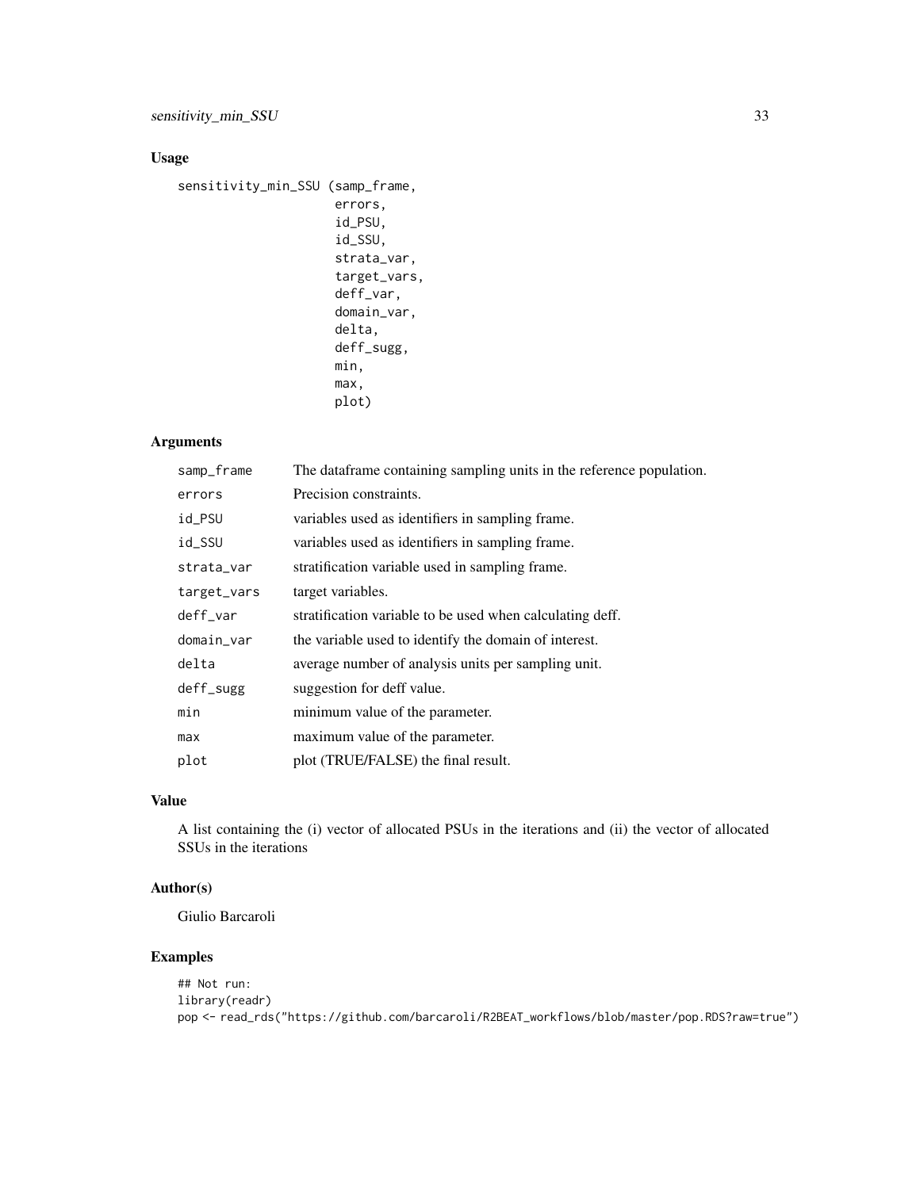## Usage

```
sensitivity_min_SSU (samp_frame,
                     errors,
                     id_PSU,
                     id_SSU,
                     strata_var,
                     target_vars,
                     deff_var,
                     domain_var,
                     delta,
                     deff_sugg,
                     min,
                     max,
                     plot)
```

## Arguments

| | |
|---|---|
| `samp_frame` | The dataframe containing sampling units in the reference population. |
| `errors` | Precision constraints. |
| `id_PSU` | variables used as identifiers in sampling frame. |
| `id_SSU` | variables used as identifiers in sampling frame. |
| `strata_var` | stratification variable used in sampling frame. |
| `target_vars` | target variables. |
| `deff_var` | stratification variable to be used when calculating deff. |
| `domain_var` | the variable used to identify the domain of interest. |
| `delta` | average number of analysis units per sampling unit. |
| `deff_sugg` | suggestion for deff value. |
| `min` | minimum value of the parameter. |
| `max` | maximum value of the parameter. |
| `plot` | plot (TRUE/FALSE) the final result. |

## Value

A list containing the (i) vector of allocated PSUs in the iterations and (ii) the vector of allocated SSUs in the iterations

## Author(s)

Giulio Barcaroli

## Examples

```
## Not run:
library(readr)
pop <- read_rds("https://github.com/barcaroli/R2BEAT_workflows/blob/master/pop.RDS?raw=true")
```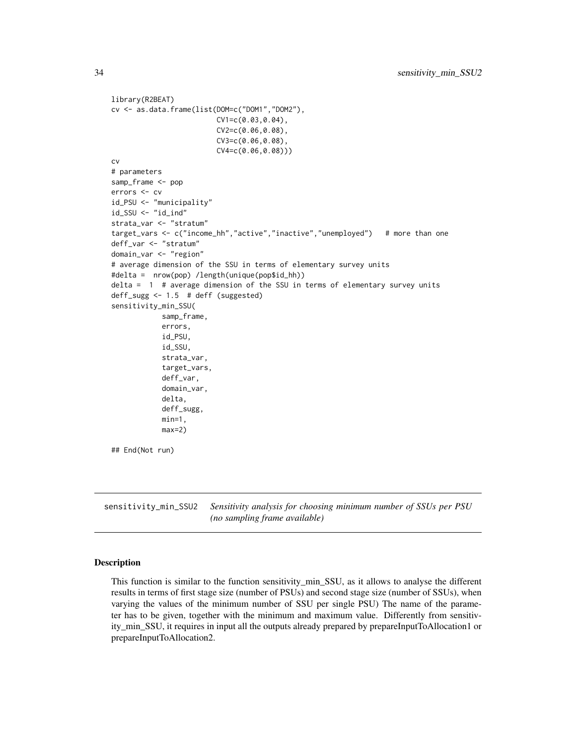```
library(R2BEAT)
cv <- as.data.frame(list(DOM=c("DOM1","DOM2"),
                         CV1=c(0.03,0.04),
                         CV2=c(0.06,0.08),
                         CV3=c(0.06,0.08),
                         CV4=c(0.06,0.08)))
cv
# parameters
samp_frame <- pop
errors <- cv
id_PSU <- "municipality"
id_SSU <- "id_ind"
strata_var <- "stratum"
target_vars <- c("income_hh","active","inactive","unemployed")   # more than one
deff_var <- "stratum"
domain_var <- "region"
# average dimension of the SSU in terms of elementary survey units
#delta =  nrow(pop) /length(unique(pop$id_hh))
delta =  1  # average dimension of the SSU in terms of elementary survey units
deff_sugg <- 1.5  # deff (suggested)
sensitivity_min_SSU(
            samp_frame,
            errors,
            id_PSU,
            id_SSU,
            strata_var,
            target_vars,
            deff_var,
            domain_var,
            delta,
            deff_sugg,
            min=1,
            max=2)

## End(Not run)
```

---

## sensitivity_min_SSU2 *Sensitivity analysis for choosing minimum number of SSUs per PSU (no sampling frame available)*

---

### Description

This function is similar to the function sensitivity_min_SSU, as it allows to analyse the different results in terms of first stage size (number of PSUs) and second stage size (number of SSUs), when varying the values of the minimum number of SSU per single PSU) The name of the parameter has to be given, together with the minimum and maximum value. Differently from sensitivity_min_SSU, it requires in input all the outputs already prepared by prepareInputToAllocation1 or prepareInputToAllocation2.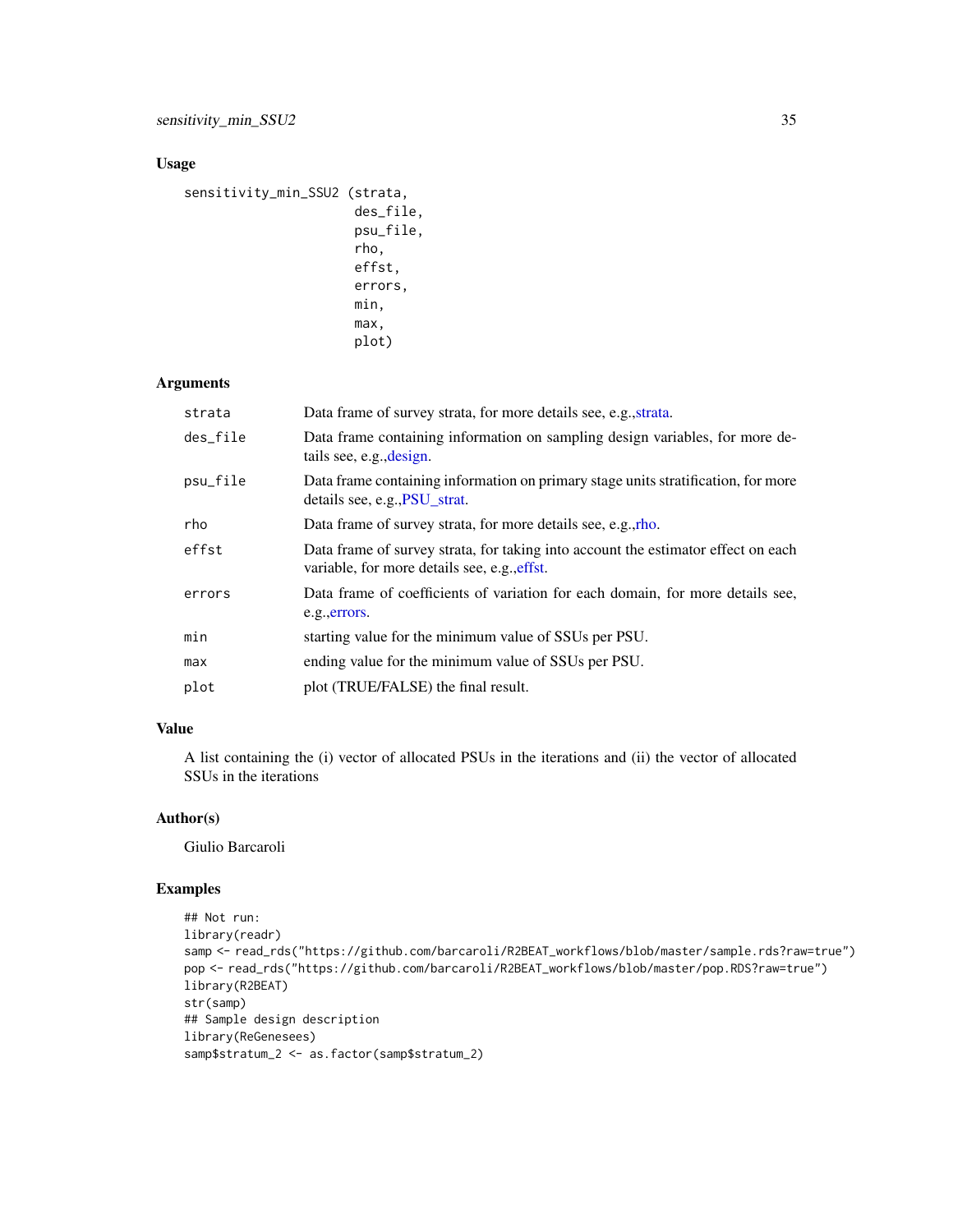## Usage

```
sensitivity_min_SSU2 (strata,
                      des_file,
                      psu_file,
                      rho,
                      effst,
                      errors,
                      min,
                      max,
                      plot)
```

## Arguments

| | |
|---|---|
| strata | Data frame of survey strata, for more details see, e.g.,strata. |
| des_file | Data frame containing information on sampling design variables, for more details see, e.g.,design. |
| psu_file | Data frame containing information on primary stage units stratification, for more details see, e.g.,PSU_strat. |
| rho | Data frame of survey strata, for more details see, e.g.,rho. |
| effst | Data frame of survey strata, for taking into account the estimator effect on each variable, for more details see, e.g.,effst. |
| errors | Data frame of coefficients of variation for each domain, for more details see, e.g.,errors. |
| min | starting value for the minimum value of SSUs per PSU. |
| max | ending value for the minimum value of SSUs per PSU. |
| plot | plot (TRUE/FALSE) the final result. |

## Value

A list containing the (i) vector of allocated PSUs in the iterations and (ii) the vector of allocated SSUs in the iterations

## Author(s)

Giulio Barcaroli

## Examples

```
## Not run:
library(readr)
samp <- read_rds("https://github.com/barcaroli/R2BEAT_workflows/blob/master/sample.rds?raw=true")
pop <- read_rds("https://github.com/barcaroli/R2BEAT_workflows/blob/master/pop.RDS?raw=true")
library(R2BEAT)
str(samp)
## Sample design description
library(ReGenesees)
samp$stratum_2 <- as.factor(samp$stratum_2)
```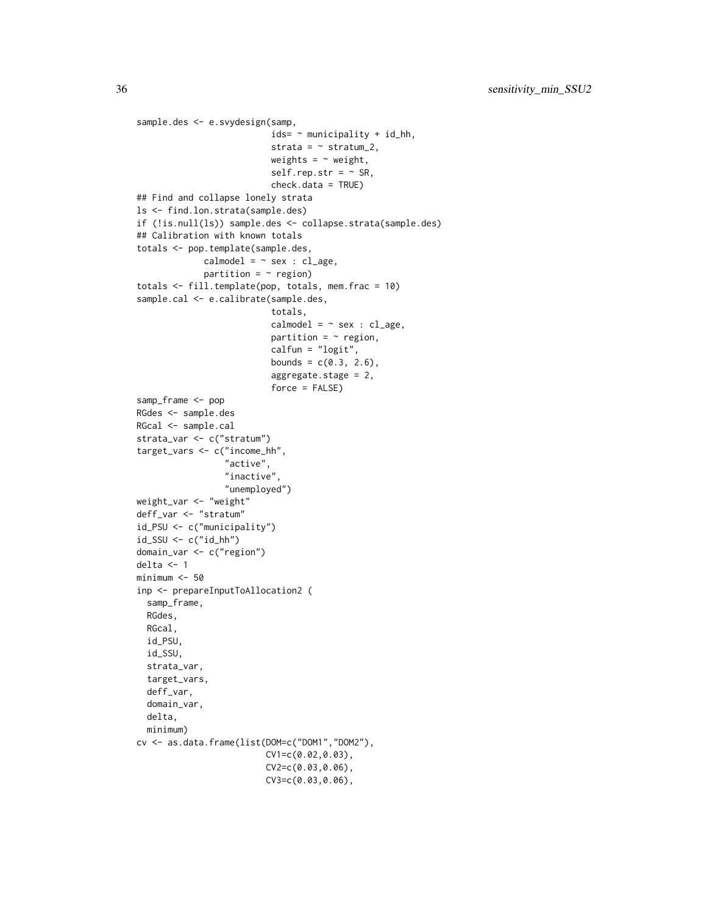```
sample.des <- e.svydesign(samp,
                          ids= ~ municipality + id_hh,
                          strata = ~ stratum_2,
                          weights = ~ weight,
                          self.rep.str = ~ SR,
                          check.data = TRUE)
## Find and collapse lonely strata
ls <- find.lon.strata(sample.des)
if (!is.null(ls)) sample.des <- collapse.strata(sample.des)
## Calibration with known totals
totals <- pop.template(sample.des,
             calmodel = ~ sex : cl_age,
             partition = ~ region)
totals <- fill.template(pop, totals, mem.frac = 10)
sample.cal <- e.calibrate(sample.des,
                          totals,
                          calmodel = ~ sex : cl_age,
                          partition = ~ region,
                          calfun = "logit",
                          bounds = c(0.3, 2.6),
                          aggregate.stage = 2,
                          force = FALSE)
samp_frame <- pop
RGdes <- sample.des
RGcal <- sample.cal
strata_var <- c("stratum")
target_vars <- c("income_hh",
                 "active",
                 "inactive",
                 "unemployed")
weight_var <- "weight"
deff_var <- "stratum"
id_PSU <- c("municipality")
id_SSU <- c("id_hh")
domain_var <- c("region")
delta <- 1
minimum <- 50
inp <- prepareInputToAllocation2 (
  samp_frame,
  RGdes,
  RGcal,
  id_PSU,
  id_SSU,
  strata_var,
  target_vars,
  deff_var,
  domain_var,
  delta,
  minimum)
cv <- as.data.frame(list(DOM=c("DOM1","DOM2"),
                         CV1=c(0.02,0.03),
                         CV2=c(0.03,0.06),
                         CV3=c(0.03,0.06),
```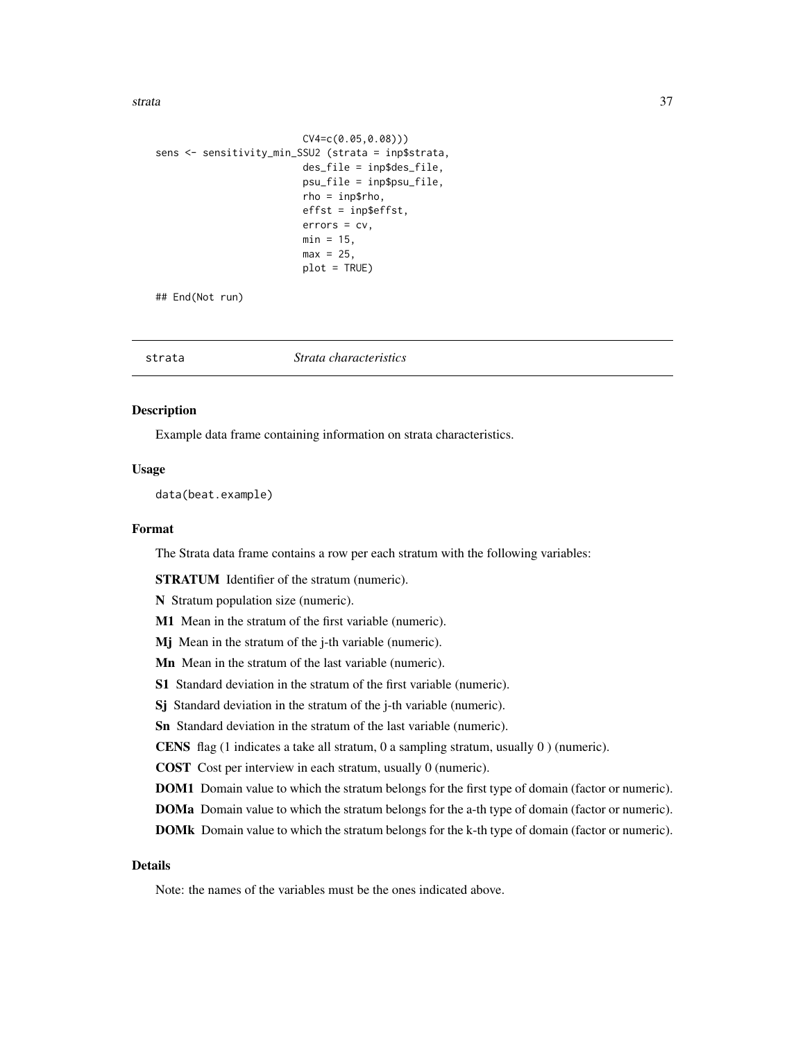```
                         CV4=c(0.05,0.08)))
sens <- sensitivity_min_SSU2 (strata = inp$strata,
                         des_file = inp$des_file,
                         psu_file = inp$psu_file,
                         rho = inp$rho,
                         effst = inp$effst,
                         errors = cv,
                         min = 15,
                         max = 25,
                         plot = TRUE)

## End(Not run)
```

---

## strata — *Strata characteristics*

### Description

Example data frame containing information on strata characteristics.

### Usage

```
data(beat.example)
```

### Format

The Strata data frame contains a row per each stratum with the following variables:

**STRATUM** Identifier of the stratum (numeric).

**N** Stratum population size (numeric).

**M1** Mean in the stratum of the first variable (numeric).

**Mj** Mean in the stratum of the j-th variable (numeric).

**Mn** Mean in the stratum of the last variable (numeric).

**S1** Standard deviation in the stratum of the first variable (numeric).

**Sj** Standard deviation in the stratum of the j-th variable (numeric).

**Sn** Standard deviation in the stratum of the last variable (numeric).

**CENS** flag (1 indicates a take all stratum, 0 a sampling stratum, usually 0 ) (numeric).

**COST** Cost per interview in each stratum, usually 0 (numeric).

**DOM1** Domain value to which the stratum belongs for the first type of domain (factor or numeric).

**DOMa** Domain value to which the stratum belongs for the a-th type of domain (factor or numeric).

**DOMk** Domain value to which the stratum belongs for the k-th type of domain (factor or numeric).

### Details

Note: the names of the variables must be the ones indicated above.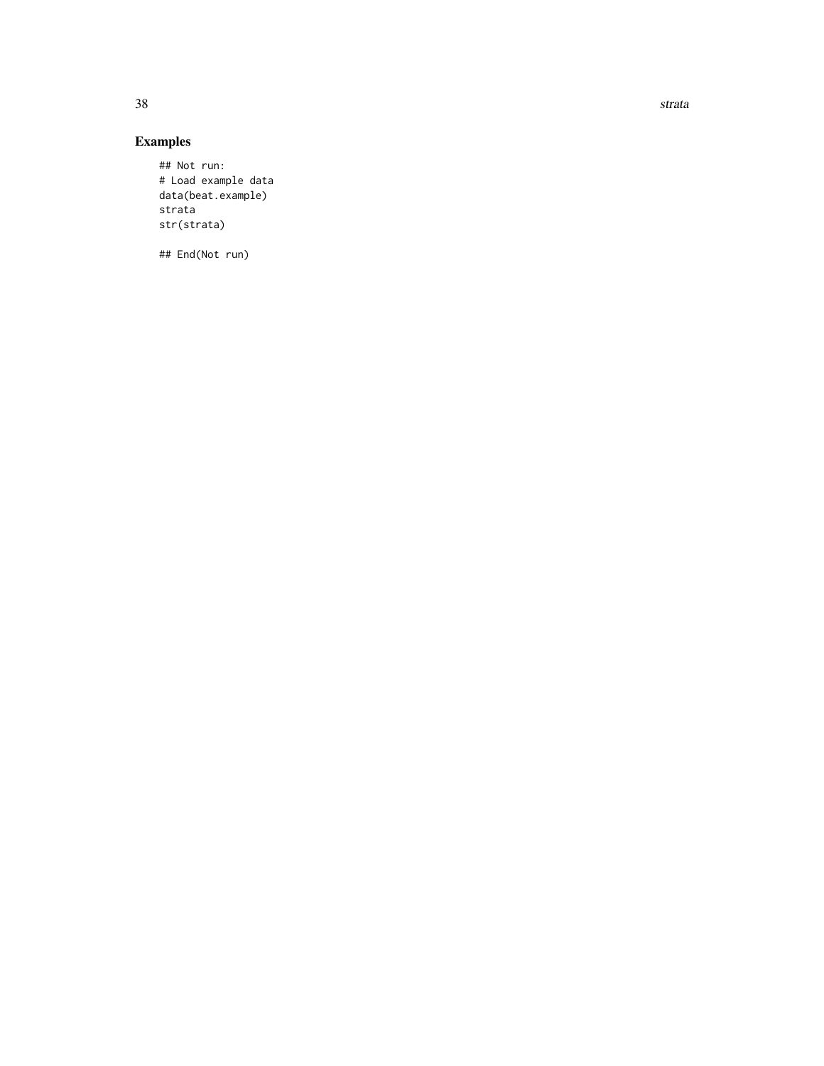## Examples

```
## Not run:
# Load example data
data(beat.example)
strata
str(strata)

## End(Not run)
```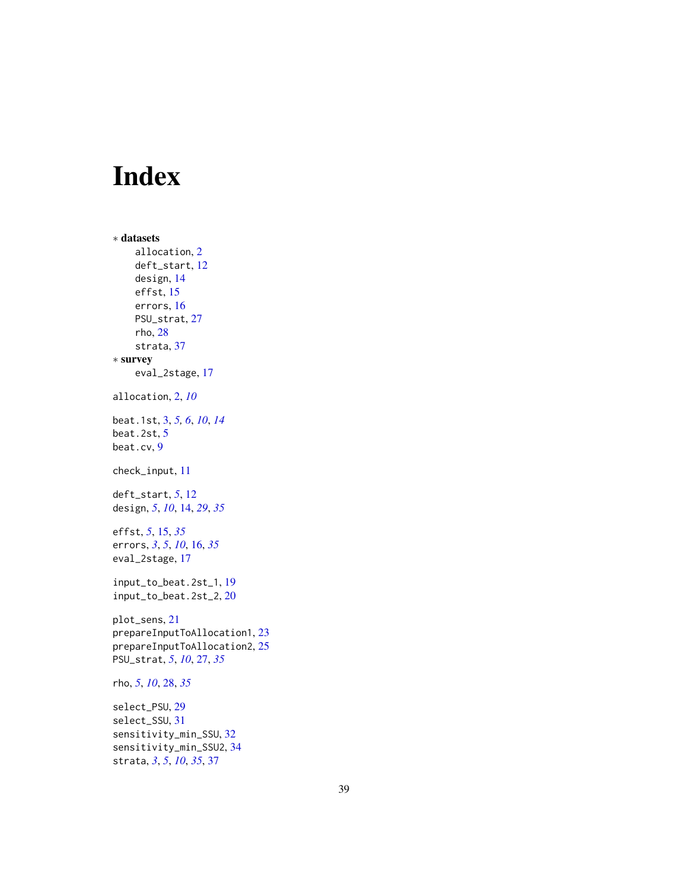# Index

* **datasets**
  - allocation, 2
  - deft_start, 12
  - design, 14
  - effst, 15
  - errors, 16
  - PSU_strat, 27
  - rho, 28
  - strata, 37

* **survey**
  - eval_2stage, 17

allocation, 2, *10*

beat.1st, 3, *5*, *6*, *10*, *14*
beat.2st, 5
beat.cv, 9

check_input, 11

deft_start, *5*, 12
design, *5*, *10*, 14, *29*, *35*

effst, *5*, 15, *35*
errors, *3*, *5*, *10*, 16, *35*
eval_2stage, 17

input_to_beat.2st_1, 19
input_to_beat.2st_2, 20

plot_sens, 21
prepareInputToAllocation1, 23
prepareInputToAllocation2, 25
PSU_strat, *5*, *10*, 27, *35*

rho, *5*, *10*, 28, *35*

select_PSU, 29
select_SSU, 31
sensitivity_min_SSU, 32
sensitivity_min_SSU2, 34
strata, *3*, *5*, *10*, *35*, 37